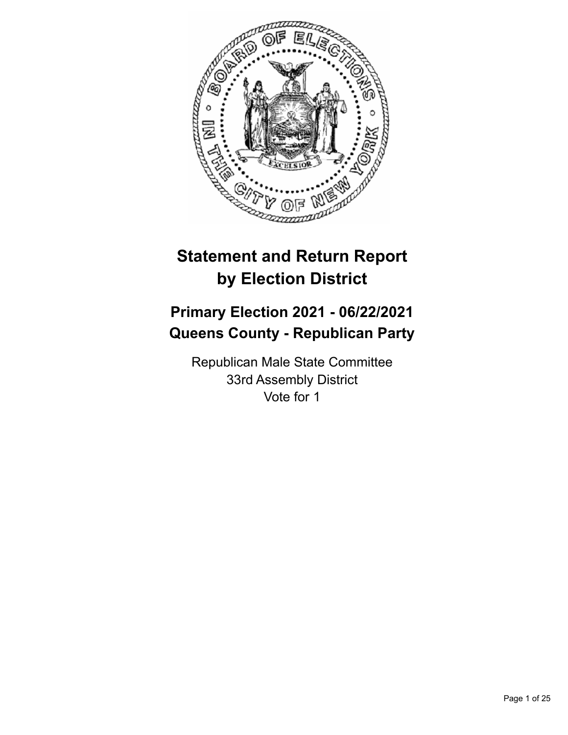# Statement and Return Report by Election District

## Primary Election 2021 - 06/22/2021
## Queens County - Republican Party

Republican Male State Committee
33rd Assembly District
Vote for 1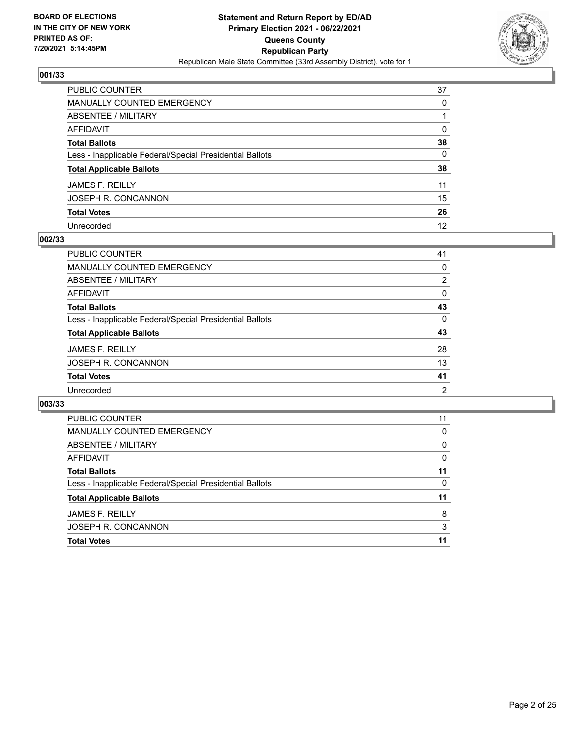**BOARD OF ELECTIONS IN THE CITY OF NEW YORK PRINTED AS OF: 7/20/2021 5:14:45PM**

**Statement and Return Report by ED/AD**
**Primary Election 2021 - 06/22/2021**
**Queens County**
**Republican Party**
Republican Male State Committee (33rd Assembly District), vote for 1

### 001/33

| | |
|---|---|
| PUBLIC COUNTER | 37 |
| MANUALLY COUNTED EMERGENCY | 0 |
| ABSENTEE / MILITARY | 1 |
| AFFIDAVIT | 0 |
| **Total Ballots** | **38** |
| Less - Inapplicable Federal/Special Presidential Ballots | 0 |
| **Total Applicable Ballots** | **38** |
| JAMES F. REILLY | 11 |
| JOSEPH R. CONCANNON | 15 |
| **Total Votes** | **26** |
| Unrecorded | 12 |

### 002/33

| | |
|---|---|
| PUBLIC COUNTER | 41 |
| MANUALLY COUNTED EMERGENCY | 0 |
| ABSENTEE / MILITARY | 2 |
| AFFIDAVIT | 0 |
| **Total Ballots** | **43** |
| Less - Inapplicable Federal/Special Presidential Ballots | 0 |
| **Total Applicable Ballots** | **43** |
| JAMES F. REILLY | 28 |
| JOSEPH R. CONCANNON | 13 |
| **Total Votes** | **41** |
| Unrecorded | 2 |

### 003/33

| | |
|---|---|
| PUBLIC COUNTER | 11 |
| MANUALLY COUNTED EMERGENCY | 0 |
| ABSENTEE / MILITARY | 0 |
| AFFIDAVIT | 0 |
| **Total Ballots** | **11** |
| Less - Inapplicable Federal/Special Presidential Ballots | 0 |
| **Total Applicable Ballots** | **11** |
| JAMES F. REILLY | 8 |
| JOSEPH R. CONCANNON | 3 |
| **Total Votes** | **11** |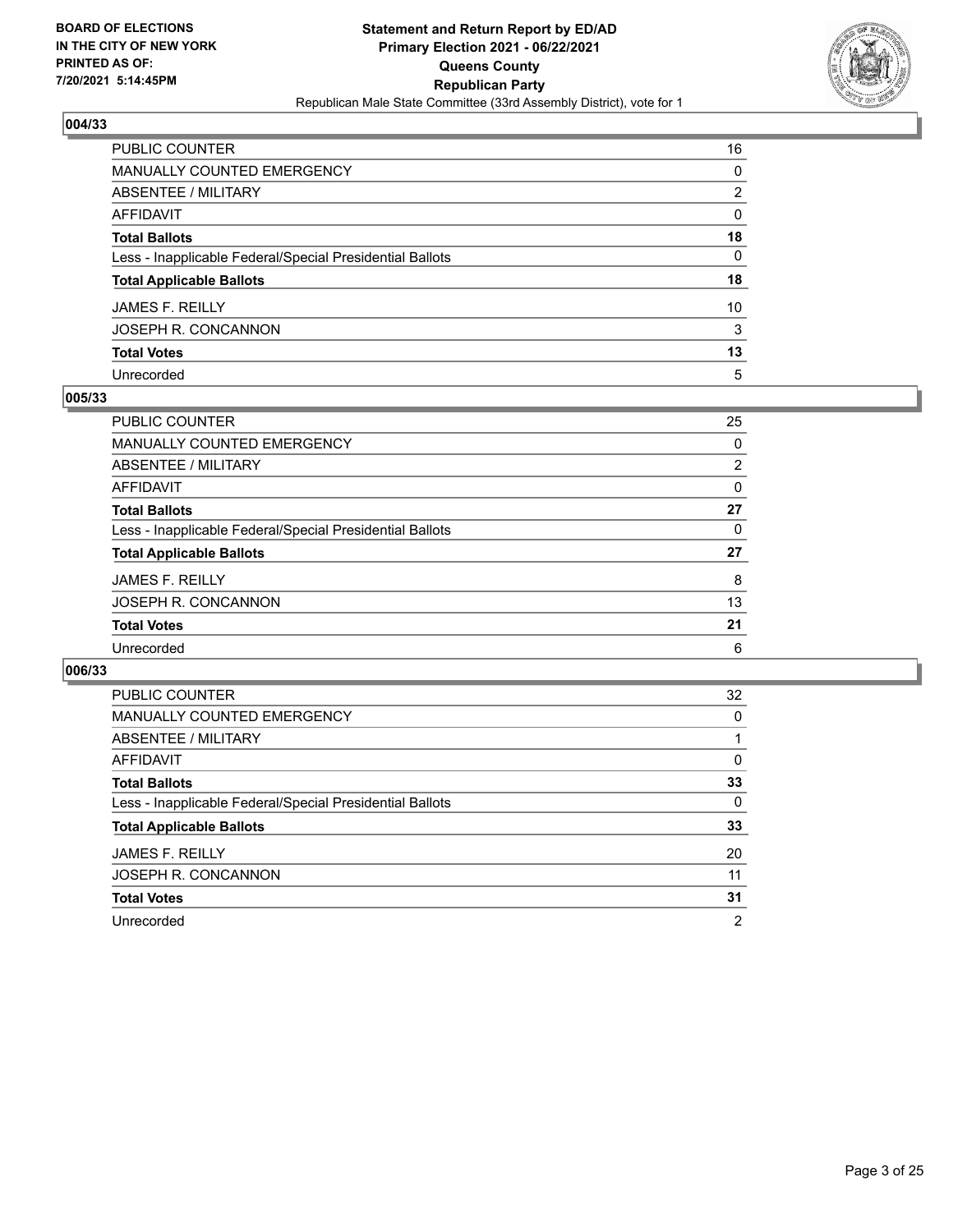## 004/33

| | |
|---|---|
| PUBLIC COUNTER | 16 |
| MANUALLY COUNTED EMERGENCY | 0 |
| ABSENTEE / MILITARY | 2 |
| AFFIDAVIT | 0 |
| **Total Ballots** | **18** |
| Less - Inapplicable Federal/Special Presidential Ballots | 0 |
| **Total Applicable Ballots** | **18** |
| JAMES F. REILLY | 10 |
| JOSEPH R. CONCANNON | 3 |
| **Total Votes** | **13** |
| Unrecorded | 5 |

## 005/33

| | |
|---|---|
| PUBLIC COUNTER | 25 |
| MANUALLY COUNTED EMERGENCY | 0 |
| ABSENTEE / MILITARY | 2 |
| AFFIDAVIT | 0 |
| **Total Ballots** | **27** |
| Less - Inapplicable Federal/Special Presidential Ballots | 0 |
| **Total Applicable Ballots** | **27** |
| JAMES F. REILLY | 8 |
| JOSEPH R. CONCANNON | 13 |
| **Total Votes** | **21** |
| Unrecorded | 6 |

## 006/33

| | |
|---|---|
| PUBLIC COUNTER | 32 |
| MANUALLY COUNTED EMERGENCY | 0 |
| ABSENTEE / MILITARY | 1 |
| AFFIDAVIT | 0 |
| **Total Ballots** | **33** |
| Less - Inapplicable Federal/Special Presidential Ballots | 0 |
| **Total Applicable Ballots** | **33** |
| JAMES F. REILLY | 20 |
| JOSEPH R. CONCANNON | 11 |
| **Total Votes** | **31** |
| Unrecorded | 2 |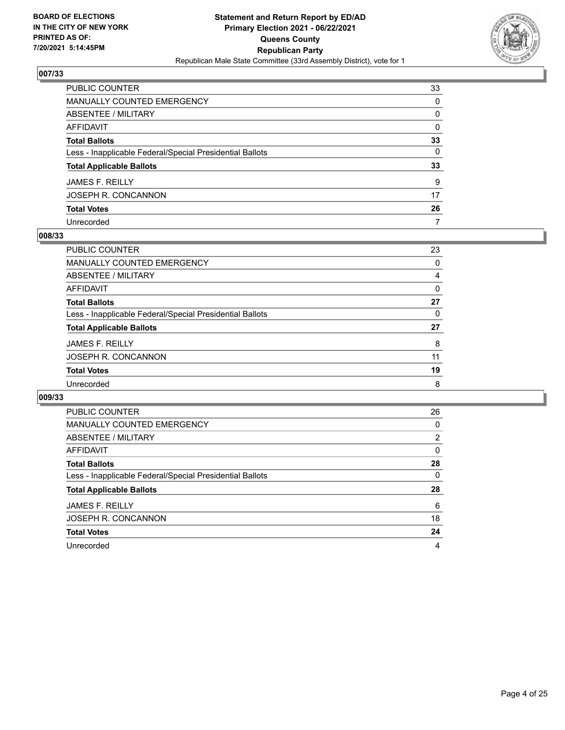BOARD OF ELECTIONS
IN THE CITY OF NEW YORK
PRINTED AS OF:
7/20/2021 5:14:45PM

**Statement and Return Report by ED/AD**
**Primary Election 2021 - 06/22/2021**
**Queens County**
**Republican Party**
Republican Male State Committee (33rd Assembly District), vote for 1

### 007/33

| | |
|---|---|
| PUBLIC COUNTER | 33 |
| MANUALLY COUNTED EMERGENCY | 0 |
| ABSENTEE / MILITARY | 0 |
| AFFIDAVIT | 0 |
| **Total Ballots** | **33** |
| Less - Inapplicable Federal/Special Presidential Ballots | 0 |
| **Total Applicable Ballots** | **33** |
| JAMES F. REILLY | 9 |
| JOSEPH R. CONCANNON | 17 |
| **Total Votes** | **26** |
| Unrecorded | 7 |

### 008/33

| | |
|---|---|
| PUBLIC COUNTER | 23 |
| MANUALLY COUNTED EMERGENCY | 0 |
| ABSENTEE / MILITARY | 4 |
| AFFIDAVIT | 0 |
| **Total Ballots** | **27** |
| Less - Inapplicable Federal/Special Presidential Ballots | 0 |
| **Total Applicable Ballots** | **27** |
| JAMES F. REILLY | 8 |
| JOSEPH R. CONCANNON | 11 |
| **Total Votes** | **19** |
| Unrecorded | 8 |

### 009/33

| | |
|---|---|
| PUBLIC COUNTER | 26 |
| MANUALLY COUNTED EMERGENCY | 0 |
| ABSENTEE / MILITARY | 2 |
| AFFIDAVIT | 0 |
| **Total Ballots** | **28** |
| Less - Inapplicable Federal/Special Presidential Ballots | 0 |
| **Total Applicable Ballots** | **28** |
| JAMES F. REILLY | 6 |
| JOSEPH R. CONCANNON | 18 |
| **Total Votes** | **24** |
| Unrecorded | 4 |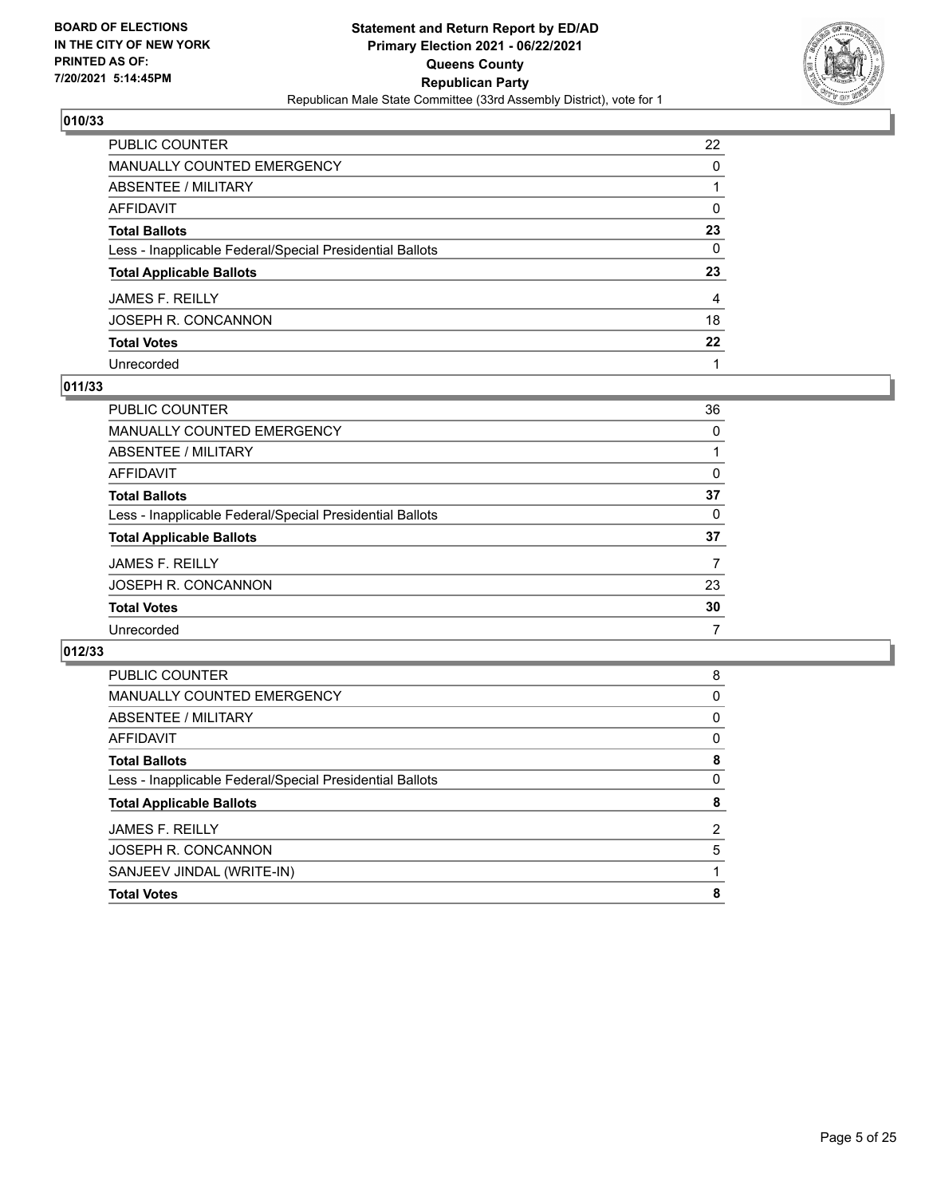**BOARD OF ELECTIONS IN THE CITY OF NEW YORK PRINTED AS OF: 7/20/2021 5:14:45PM**

**Statement and Return Report by ED/AD Primary Election 2021 - 06/22/2021 Queens County Republican Party**
Republican Male State Committee (33rd Assembly District), vote for 1

## 010/33

| | |
|---|---|
| PUBLIC COUNTER | 22 |
| MANUALLY COUNTED EMERGENCY | 0 |
| ABSENTEE / MILITARY | 1 |
| AFFIDAVIT | 0 |
| **Total Ballots** | **23** |
| Less - Inapplicable Federal/Special Presidential Ballots | 0 |
| **Total Applicable Ballots** | **23** |
| JAMES F. REILLY | 4 |
| JOSEPH R. CONCANNON | 18 |
| **Total Votes** | **22** |
| Unrecorded | 1 |

## 011/33

| | |
|---|---|
| PUBLIC COUNTER | 36 |
| MANUALLY COUNTED EMERGENCY | 0 |
| ABSENTEE / MILITARY | 1 |
| AFFIDAVIT | 0 |
| **Total Ballots** | **37** |
| Less - Inapplicable Federal/Special Presidential Ballots | 0 |
| **Total Applicable Ballots** | **37** |
| JAMES F. REILLY | 7 |
| JOSEPH R. CONCANNON | 23 |
| **Total Votes** | **30** |
| Unrecorded | 7 |

## 012/33

| | |
|---|---|
| PUBLIC COUNTER | 8 |
| MANUALLY COUNTED EMERGENCY | 0 |
| ABSENTEE / MILITARY | 0 |
| AFFIDAVIT | 0 |
| **Total Ballots** | **8** |
| Less - Inapplicable Federal/Special Presidential Ballots | 0 |
| **Total Applicable Ballots** | **8** |
| JAMES F. REILLY | 2 |
| JOSEPH R. CONCANNON | 5 |
| SANJEEV JINDAL (WRITE-IN) | 1 |
| **Total Votes** | **8** |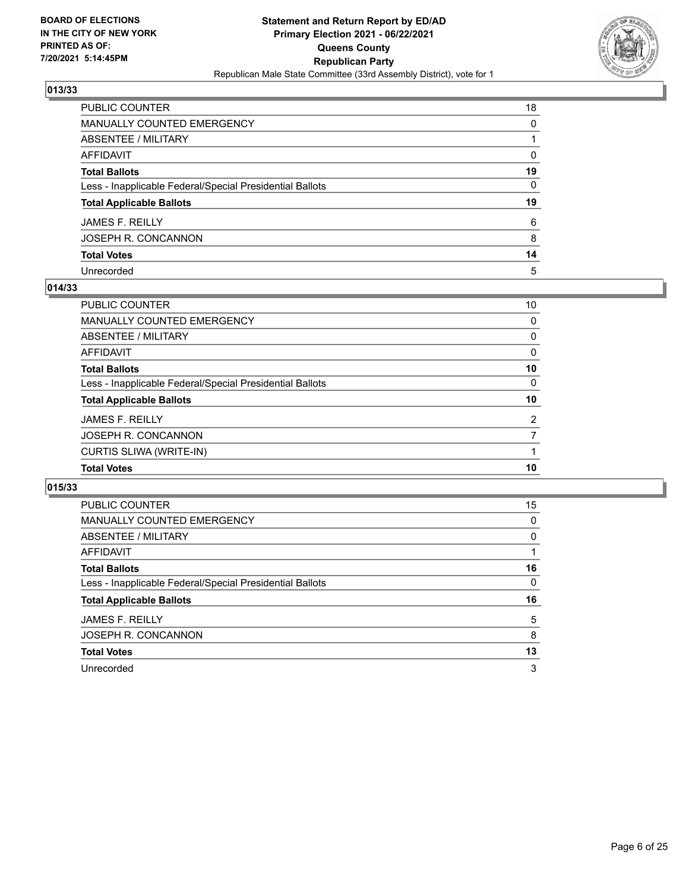**BOARD OF ELECTIONS IN THE CITY OF NEW YORK PRINTED AS OF: 7/20/2021 5:14:45PM**

**Statement and Return Report by ED/AD**
**Primary Election 2021 - 06/22/2021**
**Queens County**
**Republican Party**
Republican Male State Committee (33rd Assembly District), vote for 1

## 013/33

| | |
|---|---|
| PUBLIC COUNTER | 18 |
| MANUALLY COUNTED EMERGENCY | 0 |
| ABSENTEE / MILITARY | 1 |
| AFFIDAVIT | 0 |
| **Total Ballots** | **19** |
| Less - Inapplicable Federal/Special Presidential Ballots | 0 |
| **Total Applicable Ballots** | **19** |
| JAMES F. REILLY | 6 |
| JOSEPH R. CONCANNON | 8 |
| **Total Votes** | **14** |
| Unrecorded | 5 |

## 014/33

| | |
|---|---|
| PUBLIC COUNTER | 10 |
| MANUALLY COUNTED EMERGENCY | 0 |
| ABSENTEE / MILITARY | 0 |
| AFFIDAVIT | 0 |
| **Total Ballots** | **10** |
| Less - Inapplicable Federal/Special Presidential Ballots | 0 |
| **Total Applicable Ballots** | **10** |
| JAMES F. REILLY | 2 |
| JOSEPH R. CONCANNON | 7 |
| CURTIS SLIWA (WRITE-IN) | 1 |
| **Total Votes** | **10** |

## 015/33

| | |
|---|---|
| PUBLIC COUNTER | 15 |
| MANUALLY COUNTED EMERGENCY | 0 |
| ABSENTEE / MILITARY | 0 |
| AFFIDAVIT | 1 |
| **Total Ballots** | **16** |
| Less - Inapplicable Federal/Special Presidential Ballots | 0 |
| **Total Applicable Ballots** | **16** |
| JAMES F. REILLY | 5 |
| JOSEPH R. CONCANNON | 8 |
| **Total Votes** | **13** |
| Unrecorded | 3 |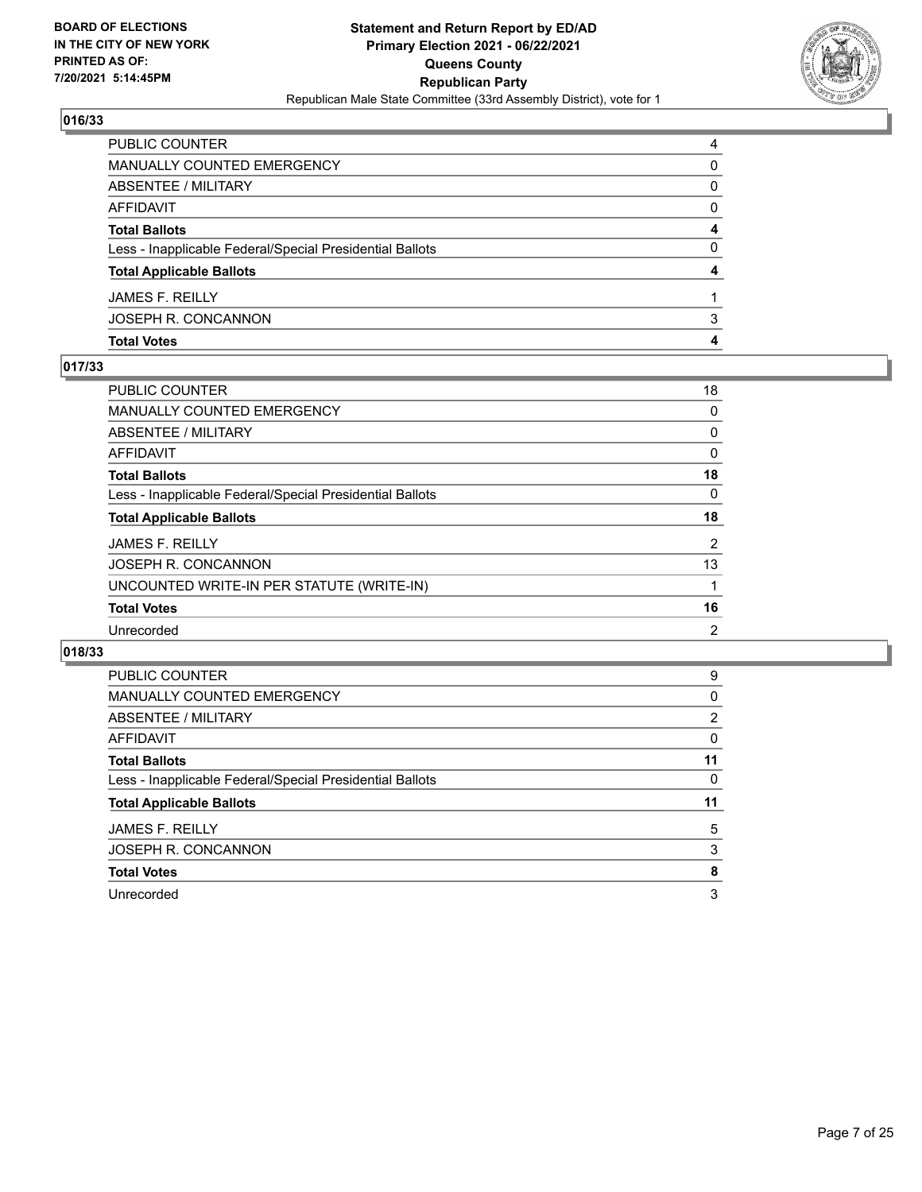### 016/33

| | |
|---|---|
| PUBLIC COUNTER | 4 |
| MANUALLY COUNTED EMERGENCY | 0 |
| ABSENTEE / MILITARY | 0 |
| AFFIDAVIT | 0 |
| **Total Ballots** | **4** |
| Less - Inapplicable Federal/Special Presidential Ballots | 0 |
| **Total Applicable Ballots** | **4** |
| JAMES F. REILLY | 1 |
| JOSEPH R. CONCANNON | 3 |
| **Total Votes** | **4** |

### 017/33

| | |
|---|---|
| PUBLIC COUNTER | 18 |
| MANUALLY COUNTED EMERGENCY | 0 |
| ABSENTEE / MILITARY | 0 |
| AFFIDAVIT | 0 |
| **Total Ballots** | **18** |
| Less - Inapplicable Federal/Special Presidential Ballots | 0 |
| **Total Applicable Ballots** | **18** |
| JAMES F. REILLY | 2 |
| JOSEPH R. CONCANNON | 13 |
| UNCOUNTED WRITE-IN PER STATUTE (WRITE-IN) | 1 |
| **Total Votes** | **16** |
| Unrecorded | 2 |

### 018/33

| | |
|---|---|
| PUBLIC COUNTER | 9 |
| MANUALLY COUNTED EMERGENCY | 0 |
| ABSENTEE / MILITARY | 2 |
| AFFIDAVIT | 0 |
| **Total Ballots** | **11** |
| Less - Inapplicable Federal/Special Presidential Ballots | 0 |
| **Total Applicable Ballots** | **11** |
| JAMES F. REILLY | 5 |
| JOSEPH R. CONCANNON | 3 |
| **Total Votes** | **8** |
| Unrecorded | 3 |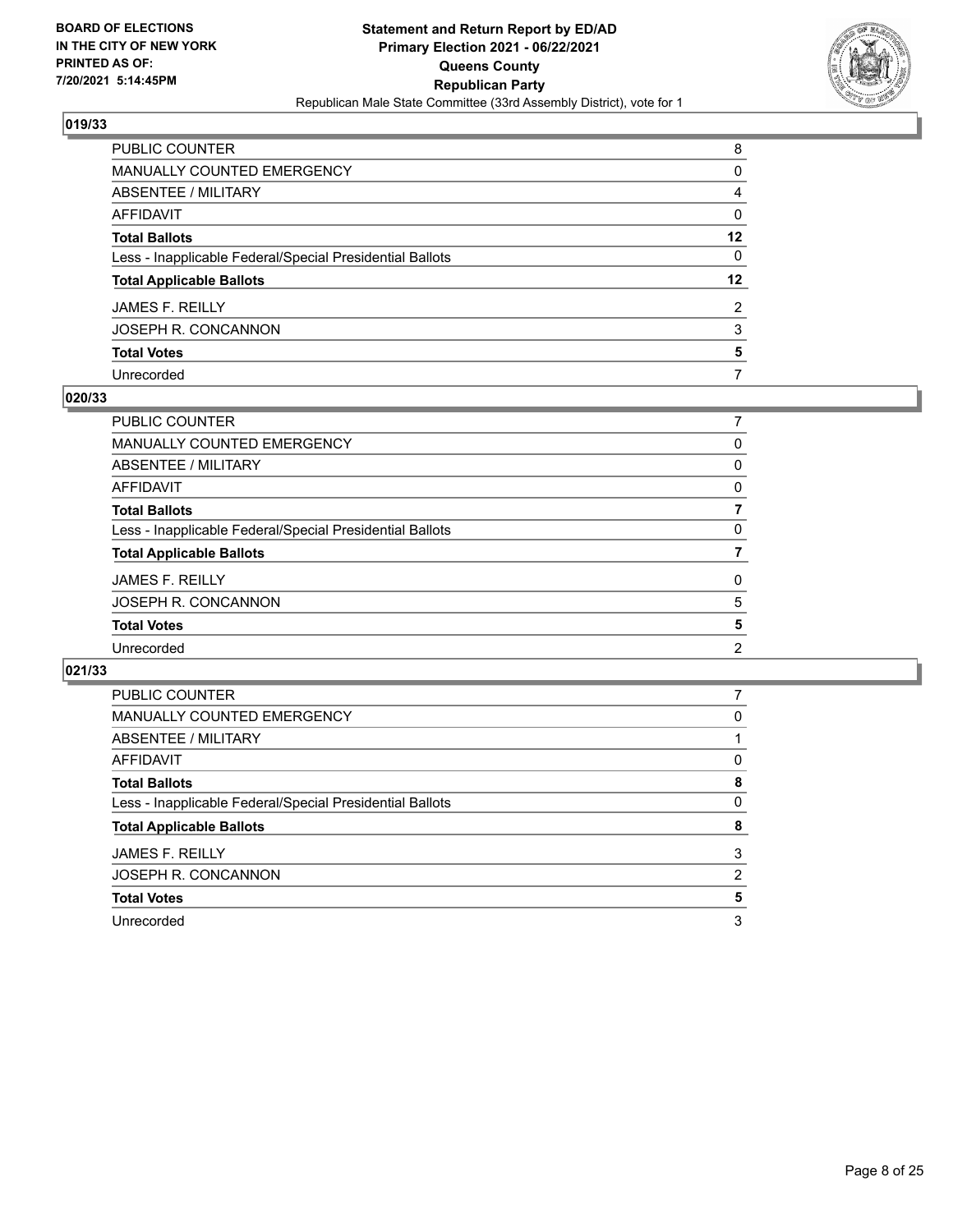**BOARD OF ELECTIONS IN THE CITY OF NEW YORK PRINTED AS OF: 7/20/2021 5:14:45PM**

**Statement and Return Report by ED/AD Primary Election 2021 - 06/22/2021 Queens County Republican Party**

Republican Male State Committee (33rd Assembly District), vote for 1

## 019/33

| | |
|---|---|
| PUBLIC COUNTER | 8 |
| MANUALLY COUNTED EMERGENCY | 0 |
| ABSENTEE / MILITARY | 4 |
| AFFIDAVIT | 0 |
| **Total Ballots** | **12** |
| Less - Inapplicable Federal/Special Presidential Ballots | 0 |
| **Total Applicable Ballots** | **12** |
| JAMES F. REILLY | 2 |
| JOSEPH R. CONCANNON | 3 |
| **Total Votes** | **5** |
| Unrecorded | 7 |

## 020/33

| | |
|---|---|
| PUBLIC COUNTER | 7 |
| MANUALLY COUNTED EMERGENCY | 0 |
| ABSENTEE / MILITARY | 0 |
| AFFIDAVIT | 0 |
| **Total Ballots** | **7** |
| Less - Inapplicable Federal/Special Presidential Ballots | 0 |
| **Total Applicable Ballots** | **7** |
| JAMES F. REILLY | 0 |
| JOSEPH R. CONCANNON | 5 |
| **Total Votes** | **5** |
| Unrecorded | 2 |

## 021/33

| | |
|---|---|
| PUBLIC COUNTER | 7 |
| MANUALLY COUNTED EMERGENCY | 0 |
| ABSENTEE / MILITARY | 1 |
| AFFIDAVIT | 0 |
| **Total Ballots** | **8** |
| Less - Inapplicable Federal/Special Presidential Ballots | 0 |
| **Total Applicable Ballots** | **8** |
| JAMES F. REILLY | 3 |
| JOSEPH R. CONCANNON | 2 |
| **Total Votes** | **5** |
| Unrecorded | 3 |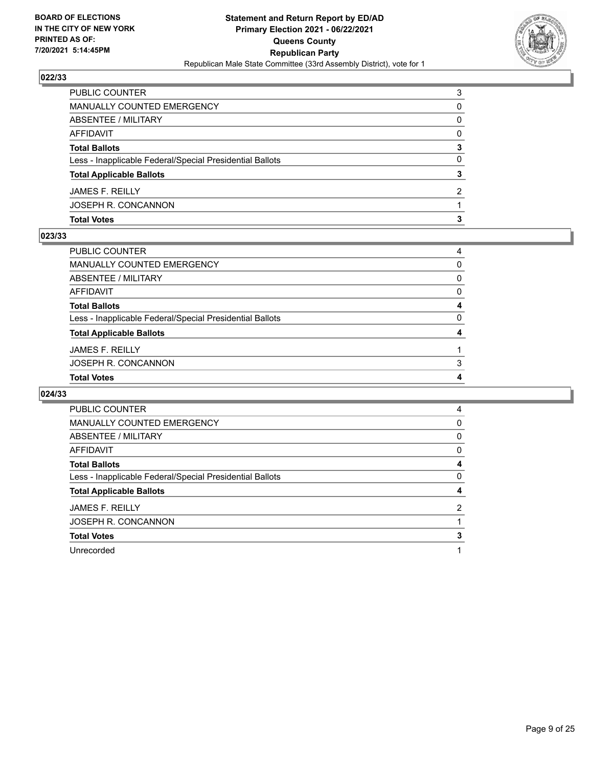## 022/33

| | |
|---|---|
| PUBLIC COUNTER | 3 |
| MANUALLY COUNTED EMERGENCY | 0 |
| ABSENTEE / MILITARY | 0 |
| AFFIDAVIT | 0 |
| **Total Ballots** | **3** |
| Less - Inapplicable Federal/Special Presidential Ballots | 0 |
| **Total Applicable Ballots** | **3** |
| JAMES F. REILLY | 2 |
| JOSEPH R. CONCANNON | 1 |
| **Total Votes** | **3** |

## 023/33

| | |
|---|---|
| PUBLIC COUNTER | 4 |
| MANUALLY COUNTED EMERGENCY | 0 |
| ABSENTEE / MILITARY | 0 |
| AFFIDAVIT | 0 |
| **Total Ballots** | **4** |
| Less - Inapplicable Federal/Special Presidential Ballots | 0 |
| **Total Applicable Ballots** | **4** |
| JAMES F. REILLY | 1 |
| JOSEPH R. CONCANNON | 3 |
| **Total Votes** | **4** |

## 024/33

| | |
|---|---|
| PUBLIC COUNTER | 4 |
| MANUALLY COUNTED EMERGENCY | 0 |
| ABSENTEE / MILITARY | 0 |
| AFFIDAVIT | 0 |
| **Total Ballots** | **4** |
| Less - Inapplicable Federal/Special Presidential Ballots | 0 |
| **Total Applicable Ballots** | **4** |
| JAMES F. REILLY | 2 |
| JOSEPH R. CONCANNON | 1 |
| **Total Votes** | **3** |
| Unrecorded | 1 |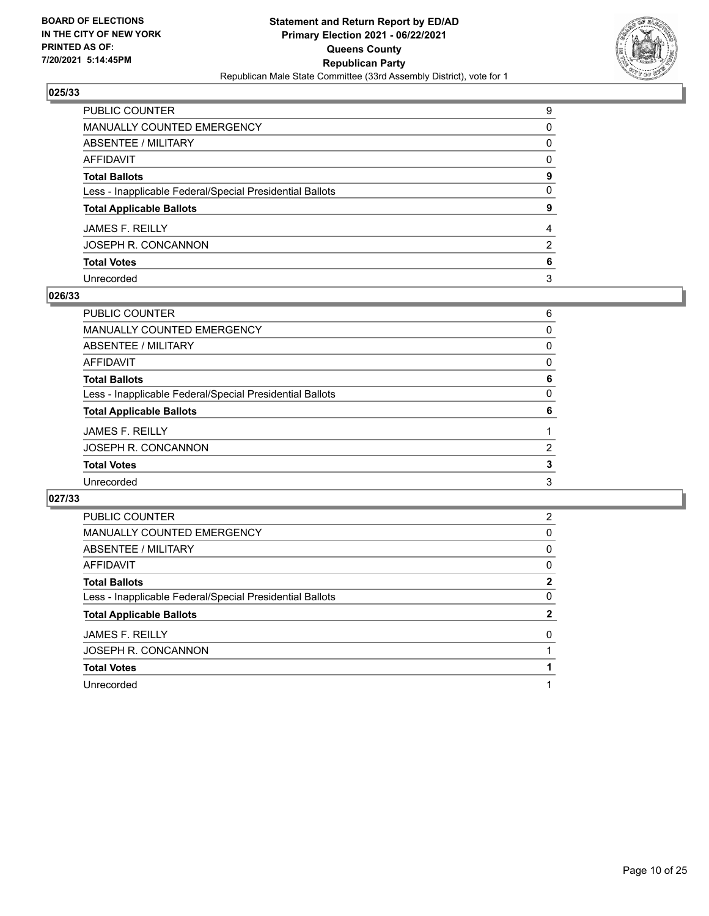### 025/33

| | |
|---|---|
| PUBLIC COUNTER | 9 |
| MANUALLY COUNTED EMERGENCY | 0 |
| ABSENTEE / MILITARY | 0 |
| AFFIDAVIT | 0 |
| **Total Ballots** | **9** |
| Less - Inapplicable Federal/Special Presidential Ballots | 0 |
| **Total Applicable Ballots** | **9** |
| JAMES F. REILLY | 4 |
| JOSEPH R. CONCANNON | 2 |
| **Total Votes** | **6** |
| Unrecorded | 3 |

### 026/33

| | |
|---|---|
| PUBLIC COUNTER | 6 |
| MANUALLY COUNTED EMERGENCY | 0 |
| ABSENTEE / MILITARY | 0 |
| AFFIDAVIT | 0 |
| **Total Ballots** | **6** |
| Less - Inapplicable Federal/Special Presidential Ballots | 0 |
| **Total Applicable Ballots** | **6** |
| JAMES F. REILLY | 1 |
| JOSEPH R. CONCANNON | 2 |
| **Total Votes** | **3** |
| Unrecorded | 3 |

### 027/33

| | |
|---|---|
| PUBLIC COUNTER | 2 |
| MANUALLY COUNTED EMERGENCY | 0 |
| ABSENTEE / MILITARY | 0 |
| AFFIDAVIT | 0 |
| **Total Ballots** | **2** |
| Less - Inapplicable Federal/Special Presidential Ballots | 0 |
| **Total Applicable Ballots** | **2** |
| JAMES F. REILLY | 0 |
| JOSEPH R. CONCANNON | 1 |
| **Total Votes** | **1** |
| Unrecorded | 1 |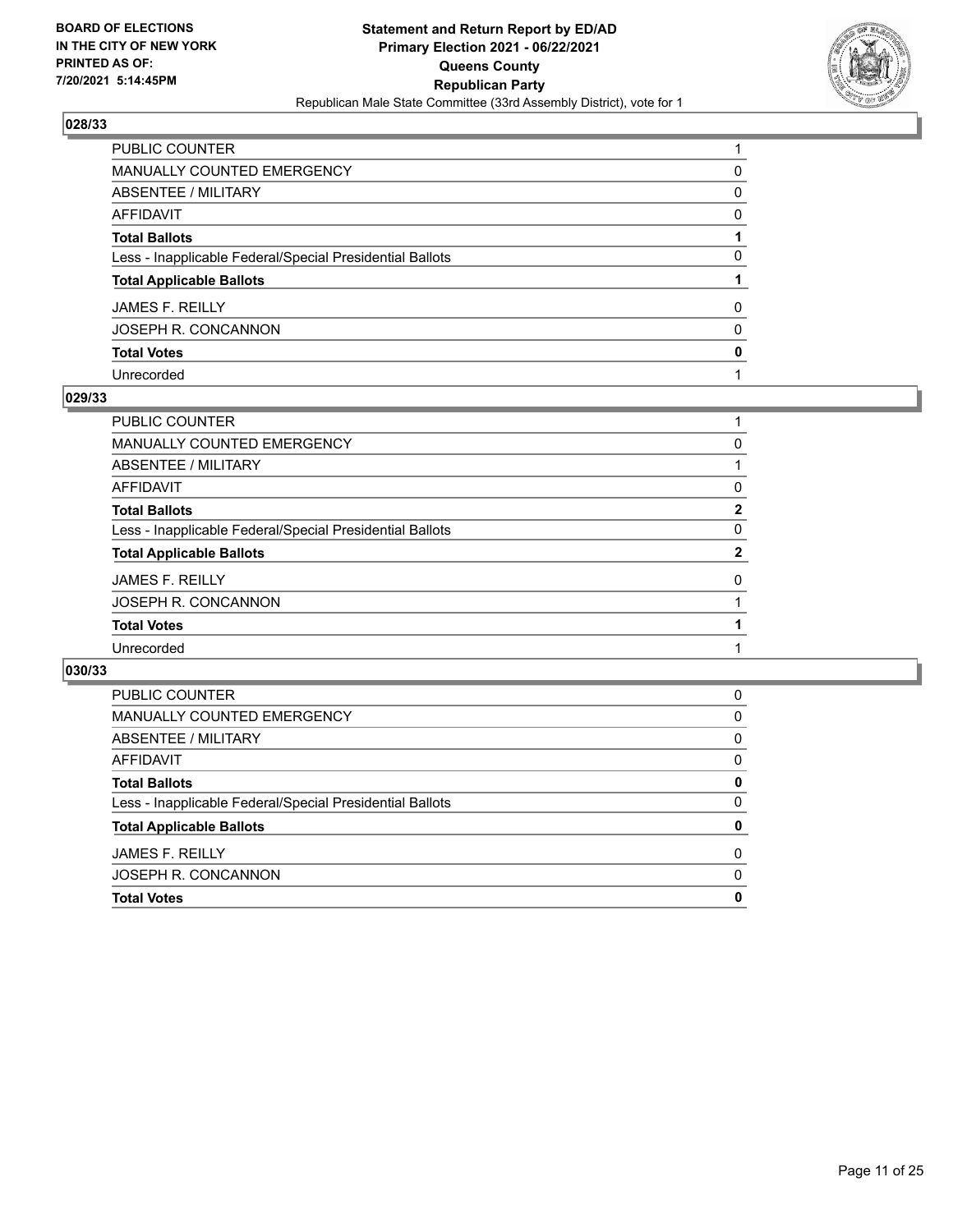## 028/33

| | |
|---|---|
| PUBLIC COUNTER | 1 |
| MANUALLY COUNTED EMERGENCY | 0 |
| ABSENTEE / MILITARY | 0 |
| AFFIDAVIT | 0 |
| **Total Ballots** | **1** |
| Less - Inapplicable Federal/Special Presidential Ballots | 0 |
| **Total Applicable Ballots** | **1** |
| JAMES F. REILLY | 0 |
| JOSEPH R. CONCANNON | 0 |
| **Total Votes** | **0** |
| Unrecorded | 1 |

## 029/33

| | |
|---|---|
| PUBLIC COUNTER | 1 |
| MANUALLY COUNTED EMERGENCY | 0 |
| ABSENTEE / MILITARY | 1 |
| AFFIDAVIT | 0 |
| **Total Ballots** | **2** |
| Less - Inapplicable Federal/Special Presidential Ballots | 0 |
| **Total Applicable Ballots** | **2** |
| JAMES F. REILLY | 0 |
| JOSEPH R. CONCANNON | 1 |
| **Total Votes** | **1** |
| Unrecorded | 1 |

## 030/33

| | |
|---|---|
| PUBLIC COUNTER | 0 |
| MANUALLY COUNTED EMERGENCY | 0 |
| ABSENTEE / MILITARY | 0 |
| AFFIDAVIT | 0 |
| **Total Ballots** | **0** |
| Less - Inapplicable Federal/Special Presidential Ballots | 0 |
| **Total Applicable Ballots** | **0** |
| JAMES F. REILLY | 0 |
| JOSEPH R. CONCANNON | 0 |
| **Total Votes** | **0** |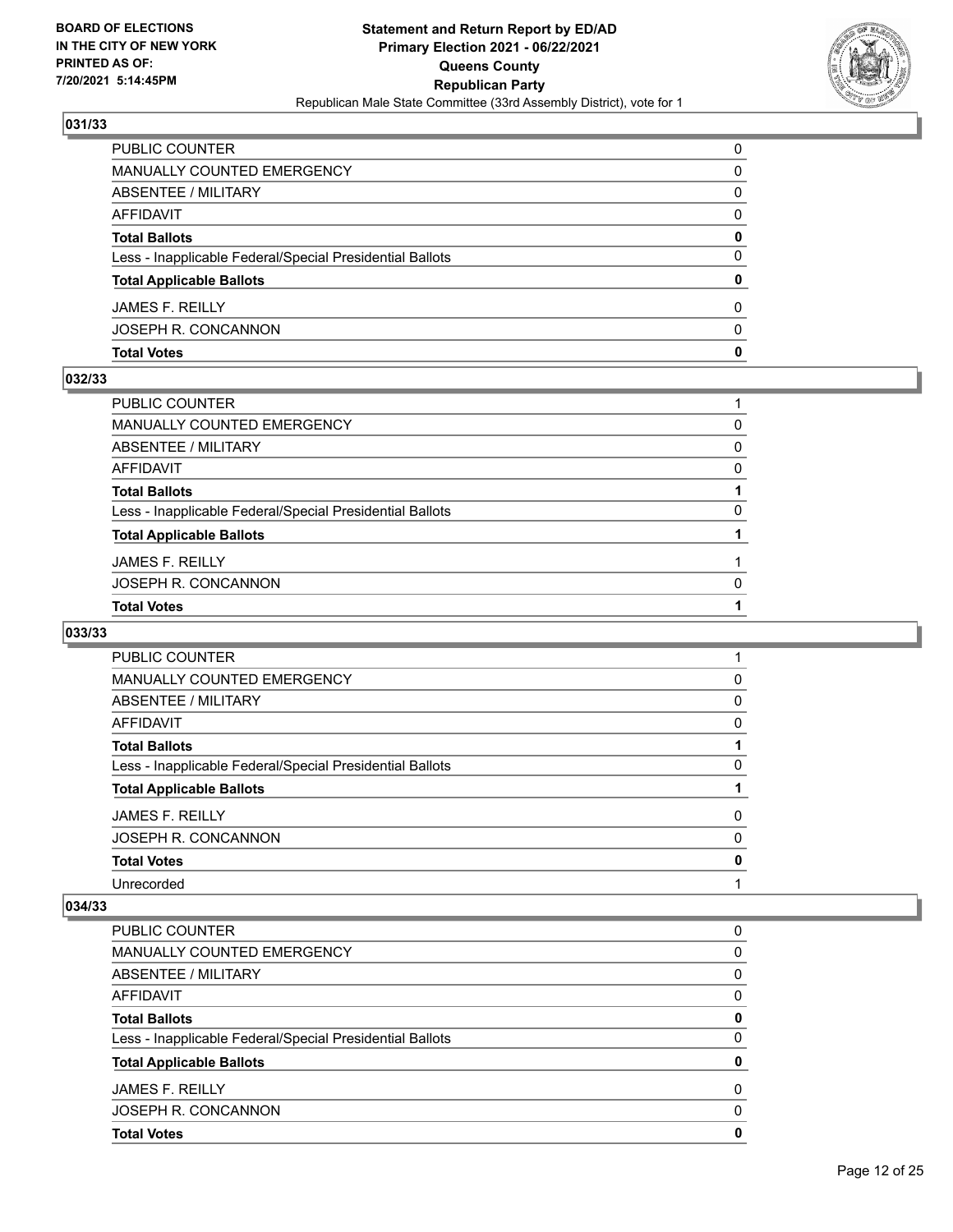**BOARD OF ELECTIONS IN THE CITY OF NEW YORK PRINTED AS OF: 7/20/2021 5:14:45PM**

**Statement and Return Report by ED/AD**
**Primary Election 2021 - 06/22/2021**
**Queens County**
**Republican Party**
Republican Male State Committee (33rd Assembly District), vote for 1

### 031/33

| | |
|---|---|
| PUBLIC COUNTER | 0 |
| MANUALLY COUNTED EMERGENCY | 0 |
| ABSENTEE / MILITARY | 0 |
| AFFIDAVIT | 0 |
| **Total Ballots** | **0** |
| Less - Inapplicable Federal/Special Presidential Ballots | 0 |
| **Total Applicable Ballots** | **0** |
| JAMES F. REILLY | 0 |
| JOSEPH R. CONCANNON | 0 |
| **Total Votes** | **0** |

### 032/33

| | |
|---|---|
| PUBLIC COUNTER | 1 |
| MANUALLY COUNTED EMERGENCY | 0 |
| ABSENTEE / MILITARY | 0 |
| AFFIDAVIT | 0 |
| **Total Ballots** | **1** |
| Less - Inapplicable Federal/Special Presidential Ballots | 0 |
| **Total Applicable Ballots** | **1** |
| JAMES F. REILLY | 1 |
| JOSEPH R. CONCANNON | 0 |
| **Total Votes** | **1** |

### 033/33

| | |
|---|---|
| PUBLIC COUNTER | 1 |
| MANUALLY COUNTED EMERGENCY | 0 |
| ABSENTEE / MILITARY | 0 |
| AFFIDAVIT | 0 |
| **Total Ballots** | **1** |
| Less - Inapplicable Federal/Special Presidential Ballots | 0 |
| **Total Applicable Ballots** | **1** |
| JAMES F. REILLY | 0 |
| JOSEPH R. CONCANNON | 0 |
| **Total Votes** | **0** |
| Unrecorded | 1 |

### 034/33

| | |
|---|---|
| PUBLIC COUNTER | 0 |
| MANUALLY COUNTED EMERGENCY | 0 |
| ABSENTEE / MILITARY | 0 |
| AFFIDAVIT | 0 |
| **Total Ballots** | **0** |
| Less - Inapplicable Federal/Special Presidential Ballots | 0 |
| **Total Applicable Ballots** | **0** |
| JAMES F. REILLY | 0 |
| JOSEPH R. CONCANNON | 0 |
| **Total Votes** | **0** |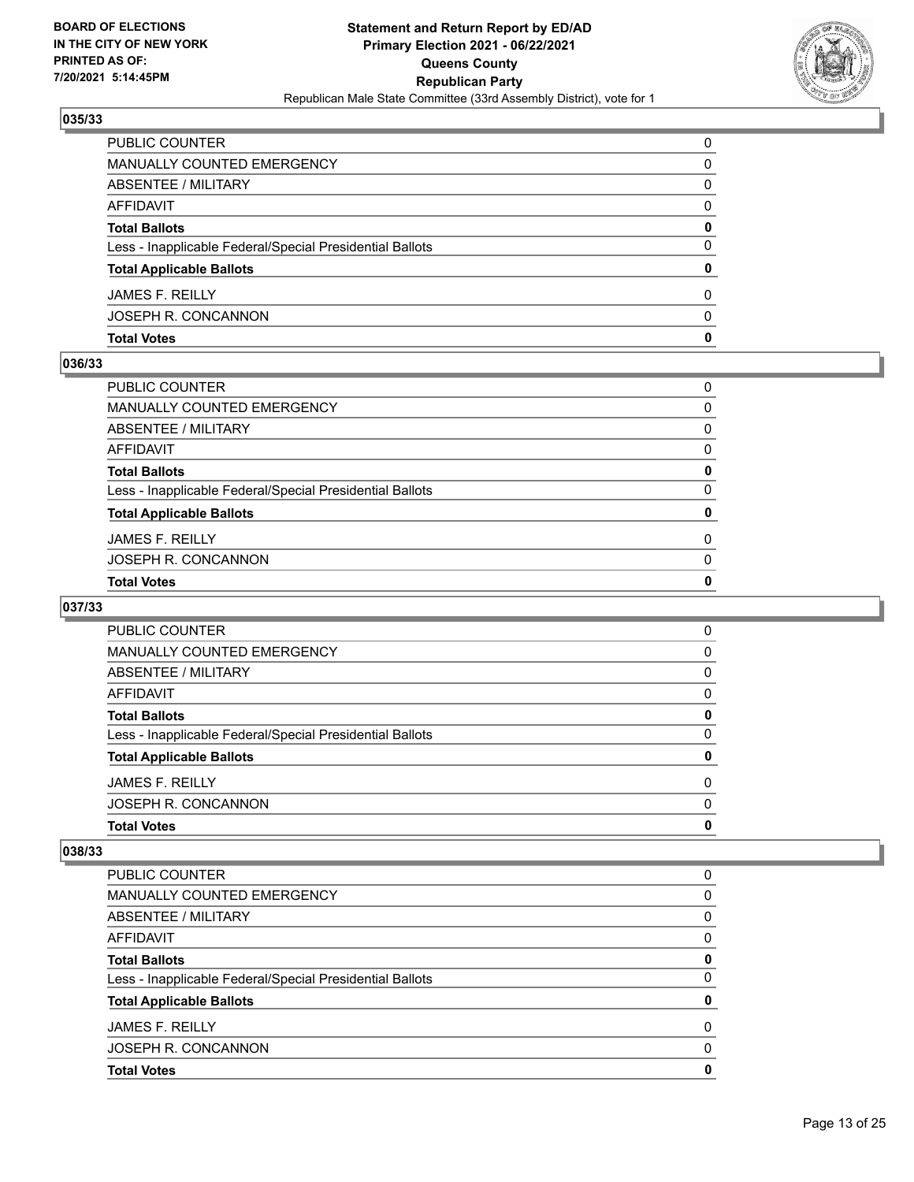**BOARD OF ELECTIONS IN THE CITY OF NEW YORK PRINTED AS OF: 7/20/2021 5:14:45PM**

**Statement and Return Report by ED/AD Primary Election 2021 - 06/22/2021 Queens County Republican Party**

Republican Male State Committee (33rd Assembly District), vote for 1

## 035/33

| | |
|---|---|
| PUBLIC COUNTER | 0 |
| MANUALLY COUNTED EMERGENCY | 0 |
| ABSENTEE / MILITARY | 0 |
| AFFIDAVIT | 0 |
| **Total Ballots** | **0** |
| Less - Inapplicable Federal/Special Presidential Ballots | 0 |
| **Total Applicable Ballots** | **0** |
| JAMES F. REILLY | 0 |
| JOSEPH R. CONCANNON | 0 |
| **Total Votes** | **0** |

## 036/33

| | |
|---|---|
| PUBLIC COUNTER | 0 |
| MANUALLY COUNTED EMERGENCY | 0 |
| ABSENTEE / MILITARY | 0 |
| AFFIDAVIT | 0 |
| **Total Ballots** | **0** |
| Less - Inapplicable Federal/Special Presidential Ballots | 0 |
| **Total Applicable Ballots** | **0** |
| JAMES F. REILLY | 0 |
| JOSEPH R. CONCANNON | 0 |
| **Total Votes** | **0** |

## 037/33

| | |
|---|---|
| PUBLIC COUNTER | 0 |
| MANUALLY COUNTED EMERGENCY | 0 |
| ABSENTEE / MILITARY | 0 |
| AFFIDAVIT | 0 |
| **Total Ballots** | **0** |
| Less - Inapplicable Federal/Special Presidential Ballots | 0 |
| **Total Applicable Ballots** | **0** |
| JAMES F. REILLY | 0 |
| JOSEPH R. CONCANNON | 0 |
| **Total Votes** | **0** |

## 038/33

| | |
|---|---|
| PUBLIC COUNTER | 0 |
| MANUALLY COUNTED EMERGENCY | 0 |
| ABSENTEE / MILITARY | 0 |
| AFFIDAVIT | 0 |
| **Total Ballots** | **0** |
| Less - Inapplicable Federal/Special Presidential Ballots | 0 |
| **Total Applicable Ballots** | **0** |
| JAMES F. REILLY | 0 |
| JOSEPH R. CONCANNON | 0 |
| **Total Votes** | **0** |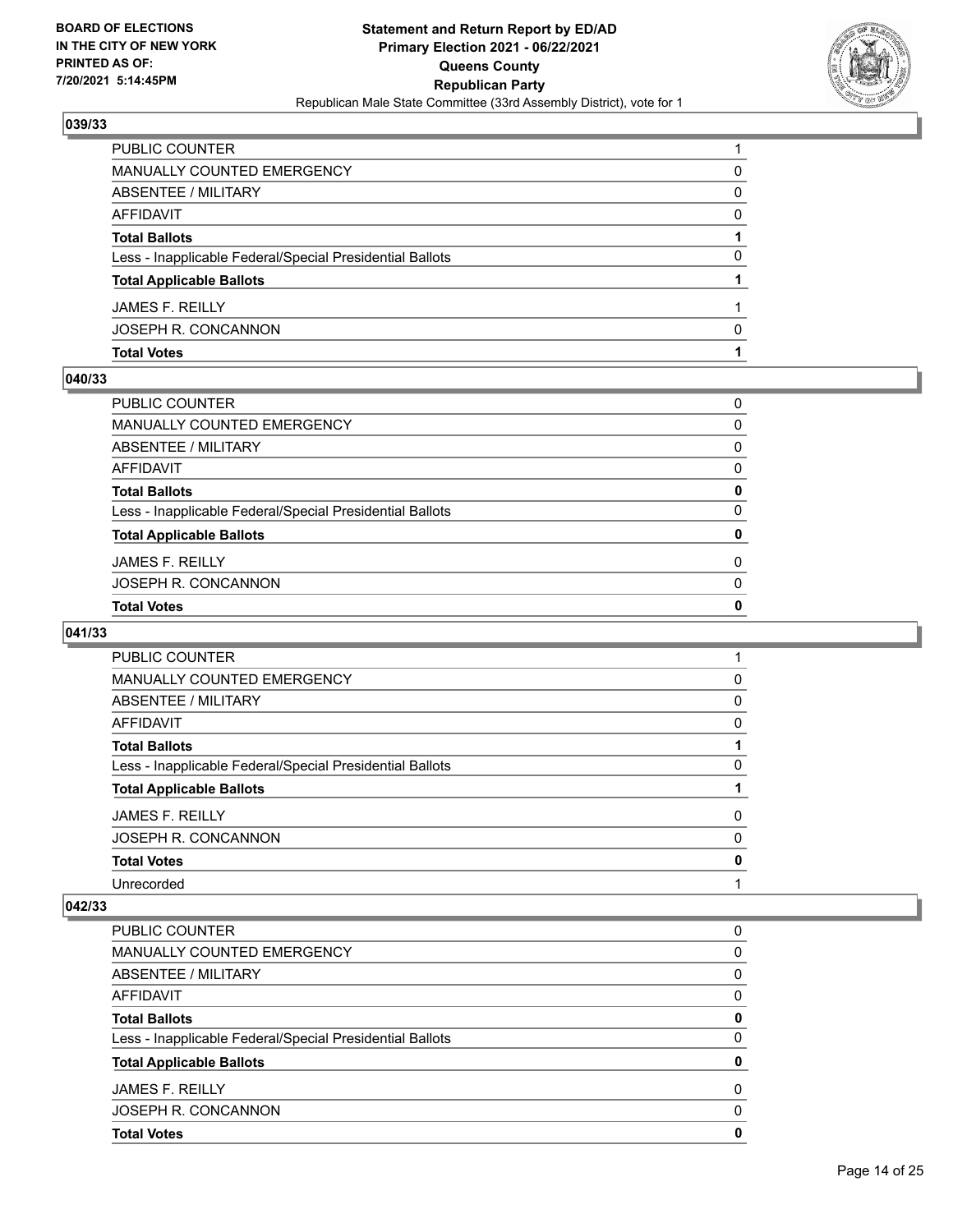## 039/33

| | |
|---|---|
| PUBLIC COUNTER | 1 |
| MANUALLY COUNTED EMERGENCY | 0 |
| ABSENTEE / MILITARY | 0 |
| AFFIDAVIT | 0 |
| **Total Ballots** | **1** |
| Less - Inapplicable Federal/Special Presidential Ballots | 0 |
| **Total Applicable Ballots** | **1** |
| JAMES F. REILLY | 1 |
| JOSEPH R. CONCANNON | 0 |
| **Total Votes** | **1** |

## 040/33

| | |
|---|---|
| PUBLIC COUNTER | 0 |
| MANUALLY COUNTED EMERGENCY | 0 |
| ABSENTEE / MILITARY | 0 |
| AFFIDAVIT | 0 |
| **Total Ballots** | **0** |
| Less - Inapplicable Federal/Special Presidential Ballots | 0 |
| **Total Applicable Ballots** | **0** |
| JAMES F. REILLY | 0 |
| JOSEPH R. CONCANNON | 0 |
| **Total Votes** | **0** |

## 041/33

| | |
|---|---|
| PUBLIC COUNTER | 1 |
| MANUALLY COUNTED EMERGENCY | 0 |
| ABSENTEE / MILITARY | 0 |
| AFFIDAVIT | 0 |
| **Total Ballots** | **1** |
| Less - Inapplicable Federal/Special Presidential Ballots | 0 |
| **Total Applicable Ballots** | **1** |
| JAMES F. REILLY | 0 |
| JOSEPH R. CONCANNON | 0 |
| **Total Votes** | **0** |
| Unrecorded | 1 |

## 042/33

| | |
|---|---|
| PUBLIC COUNTER | 0 |
| MANUALLY COUNTED EMERGENCY | 0 |
| ABSENTEE / MILITARY | 0 |
| AFFIDAVIT | 0 |
| **Total Ballots** | **0** |
| Less - Inapplicable Federal/Special Presidential Ballots | 0 |
| **Total Applicable Ballots** | **0** |
| JAMES F. REILLY | 0 |
| JOSEPH R. CONCANNON | 0 |
| **Total Votes** | **0** |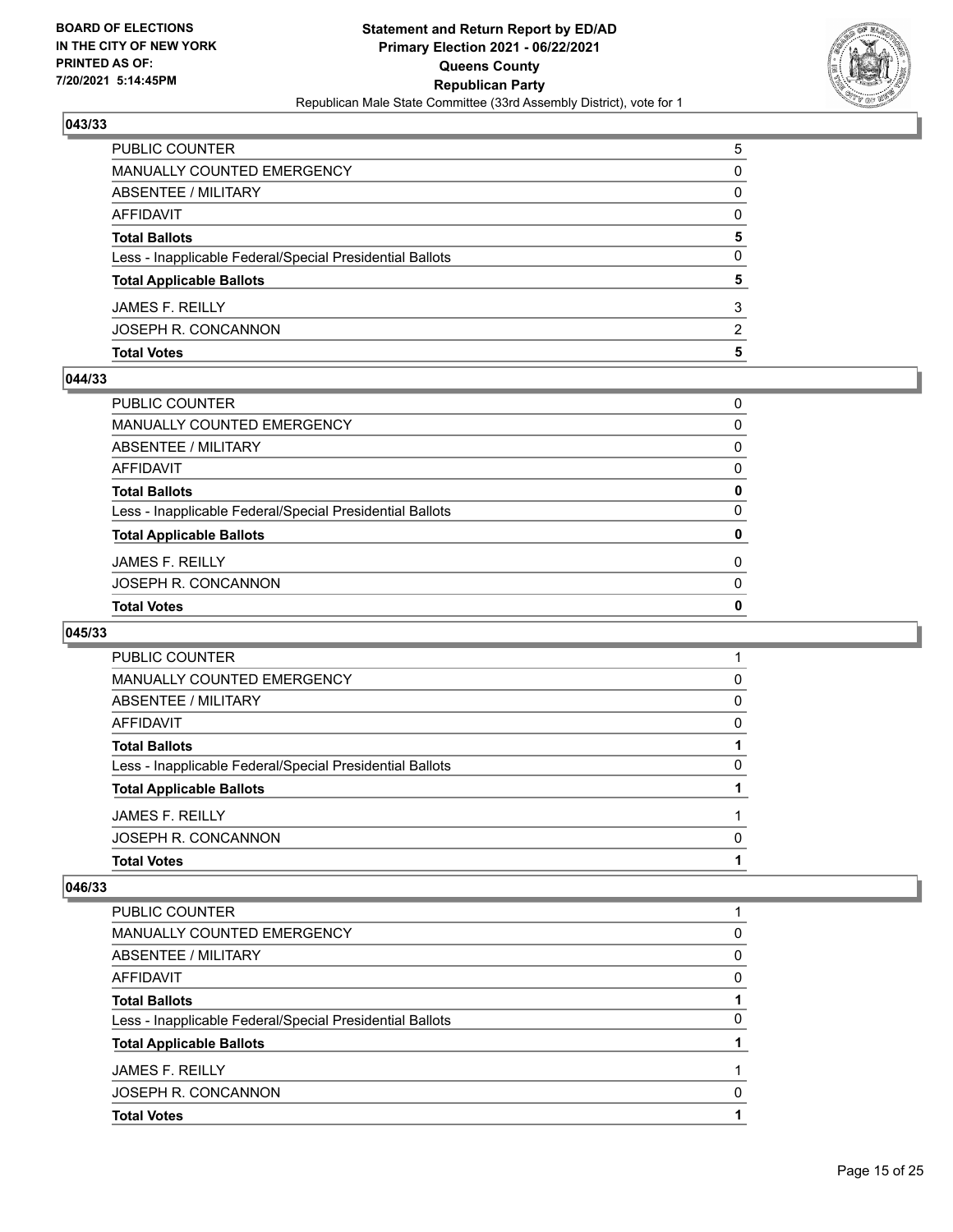**BOARD OF ELECTIONS IN THE CITY OF NEW YORK PRINTED AS OF: 7/20/2021 5:14:45PM**

**Statement and Return Report by ED/AD Primary Election 2021 - 06/22/2021 Queens County Republican Party**

Republican Male State Committee (33rd Assembly District), vote for 1

### 043/33

| | |
|---|---|
| PUBLIC COUNTER | 5 |
| MANUALLY COUNTED EMERGENCY | 0 |
| ABSENTEE / MILITARY | 0 |
| AFFIDAVIT | 0 |
| **Total Ballots** | **5** |
| Less - Inapplicable Federal/Special Presidential Ballots | 0 |
| **Total Applicable Ballots** | **5** |
| JAMES F. REILLY | 3 |
| JOSEPH R. CONCANNON | 2 |
| **Total Votes** | **5** |

### 044/33

| | |
|---|---|
| PUBLIC COUNTER | 0 |
| MANUALLY COUNTED EMERGENCY | 0 |
| ABSENTEE / MILITARY | 0 |
| AFFIDAVIT | 0 |
| **Total Ballots** | **0** |
| Less - Inapplicable Federal/Special Presidential Ballots | 0 |
| **Total Applicable Ballots** | **0** |
| JAMES F. REILLY | 0 |
| JOSEPH R. CONCANNON | 0 |
| **Total Votes** | **0** |

### 045/33

| | |
|---|---|
| PUBLIC COUNTER | 1 |
| MANUALLY COUNTED EMERGENCY | 0 |
| ABSENTEE / MILITARY | 0 |
| AFFIDAVIT | 0 |
| **Total Ballots** | **1** |
| Less - Inapplicable Federal/Special Presidential Ballots | 0 |
| **Total Applicable Ballots** | **1** |
| JAMES F. REILLY | 1 |
| JOSEPH R. CONCANNON | 0 |
| **Total Votes** | **1** |

### 046/33

| | |
|---|---|
| PUBLIC COUNTER | 1 |
| MANUALLY COUNTED EMERGENCY | 0 |
| ABSENTEE / MILITARY | 0 |
| AFFIDAVIT | 0 |
| **Total Ballots** | **1** |
| Less - Inapplicable Federal/Special Presidential Ballots | 0 |
| **Total Applicable Ballots** | **1** |
| JAMES F. REILLY | 1 |
| JOSEPH R. CONCANNON | 0 |
| **Total Votes** | **1** |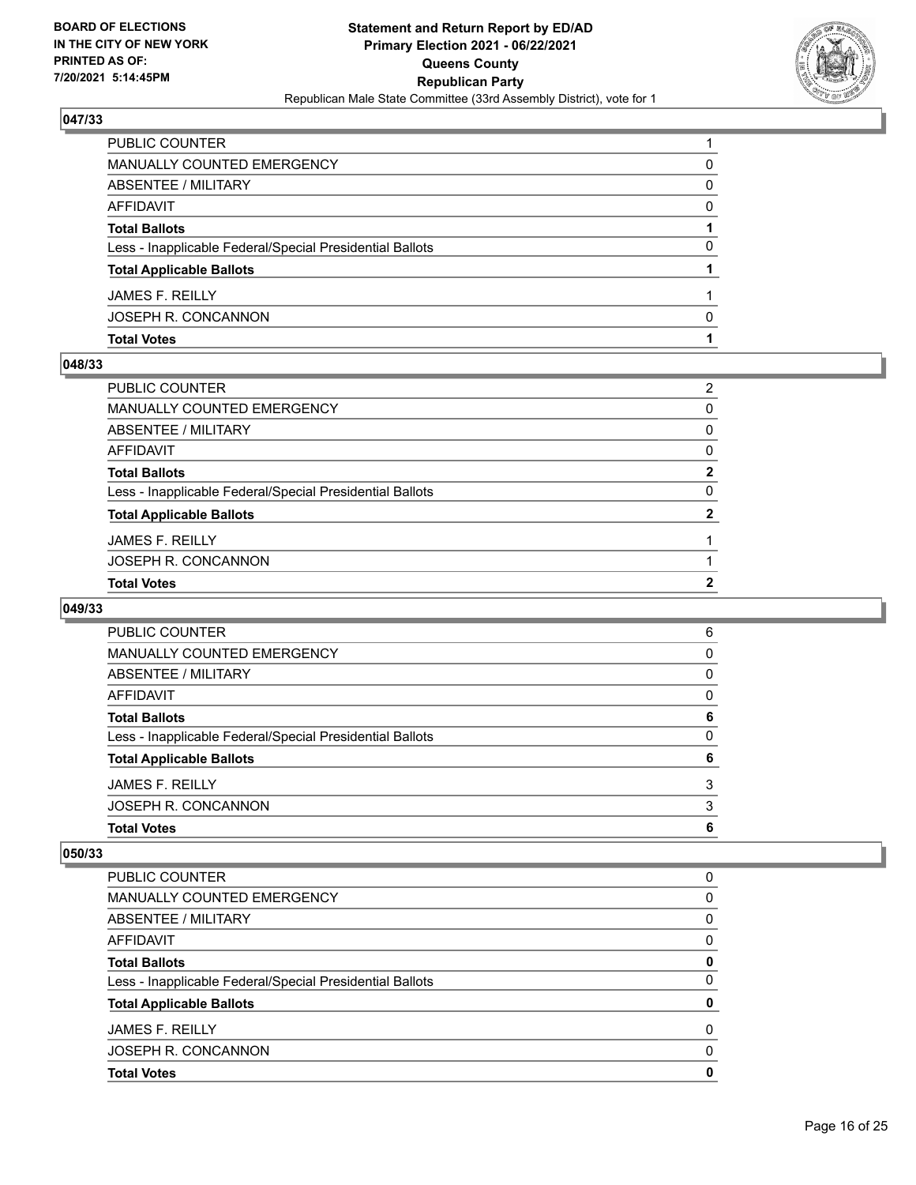**BOARD OF ELECTIONS IN THE CITY OF NEW YORK PRINTED AS OF: 7/20/2021 5:14:45PM**

**Statement and Return Report by ED/AD**
**Primary Election 2021 - 06/22/2021**
**Queens County**
**Republican Party**
Republican Male State Committee (33rd Assembly District), vote for 1

## 047/33

| | |
|---|---|
| PUBLIC COUNTER | 1 |
| MANUALLY COUNTED EMERGENCY | 0 |
| ABSENTEE / MILITARY | 0 |
| AFFIDAVIT | 0 |
| **Total Ballots** | **1** |
| Less - Inapplicable Federal/Special Presidential Ballots | 0 |
| **Total Applicable Ballots** | **1** |
| JAMES F. REILLY | 1 |
| JOSEPH R. CONCANNON | 0 |
| **Total Votes** | **1** |

## 048/33

| | |
|---|---|
| PUBLIC COUNTER | 2 |
| MANUALLY COUNTED EMERGENCY | 0 |
| ABSENTEE / MILITARY | 0 |
| AFFIDAVIT | 0 |
| **Total Ballots** | **2** |
| Less - Inapplicable Federal/Special Presidential Ballots | 0 |
| **Total Applicable Ballots** | **2** |
| JAMES F. REILLY | 1 |
| JOSEPH R. CONCANNON | 1 |
| **Total Votes** | **2** |

## 049/33

| | |
|---|---|
| PUBLIC COUNTER | 6 |
| MANUALLY COUNTED EMERGENCY | 0 |
| ABSENTEE / MILITARY | 0 |
| AFFIDAVIT | 0 |
| **Total Ballots** | **6** |
| Less - Inapplicable Federal/Special Presidential Ballots | 0 |
| **Total Applicable Ballots** | **6** |
| JAMES F. REILLY | 3 |
| JOSEPH R. CONCANNON | 3 |
| **Total Votes** | **6** |

## 050/33

| | |
|---|---|
| PUBLIC COUNTER | 0 |
| MANUALLY COUNTED EMERGENCY | 0 |
| ABSENTEE / MILITARY | 0 |
| AFFIDAVIT | 0 |
| **Total Ballots** | **0** |
| Less - Inapplicable Federal/Special Presidential Ballots | 0 |
| **Total Applicable Ballots** | **0** |
| JAMES F. REILLY | 0 |
| JOSEPH R. CONCANNON | 0 |
| **Total Votes** | **0** |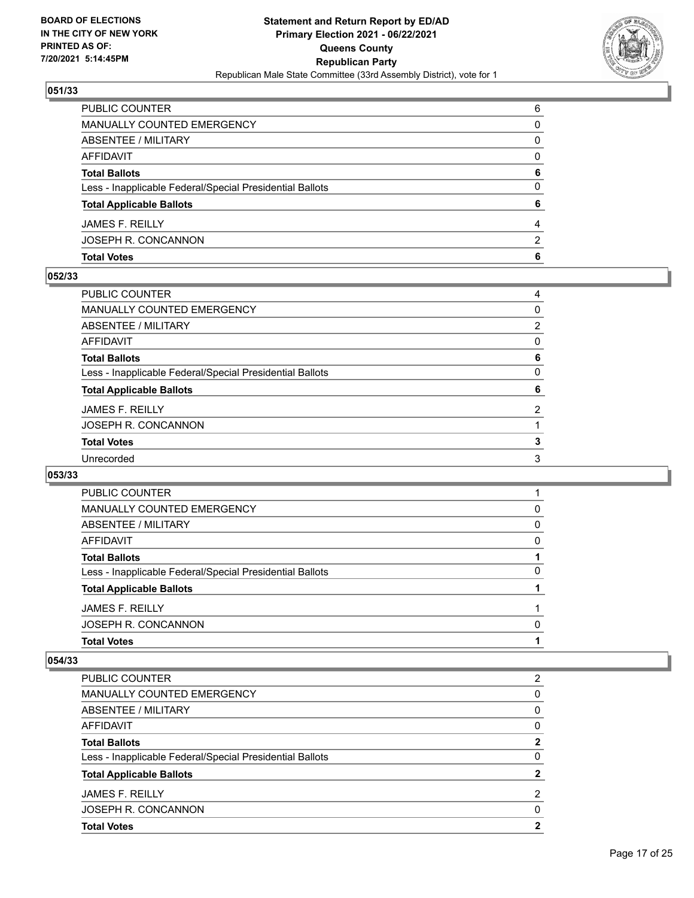**BOARD OF ELECTIONS IN THE CITY OF NEW YORK PRINTED AS OF: 7/20/2021 5:14:45PM**

**Statement and Return Report by ED/AD Primary Election 2021 - 06/22/2021 Queens County Republican Party**

Republican Male State Committee (33rd Assembly District), vote for 1

## 051/33

| | |
|---|---|
| PUBLIC COUNTER | 6 |
| MANUALLY COUNTED EMERGENCY | 0 |
| ABSENTEE / MILITARY | 0 |
| AFFIDAVIT | 0 |
| **Total Ballots** | **6** |
| Less - Inapplicable Federal/Special Presidential Ballots | 0 |
| **Total Applicable Ballots** | **6** |
| JAMES F. REILLY | 4 |
| JOSEPH R. CONCANNON | 2 |
| **Total Votes** | **6** |

## 052/33

| | |
|---|---|
| PUBLIC COUNTER | 4 |
| MANUALLY COUNTED EMERGENCY | 0 |
| ABSENTEE / MILITARY | 2 |
| AFFIDAVIT | 0 |
| **Total Ballots** | **6** |
| Less - Inapplicable Federal/Special Presidential Ballots | 0 |
| **Total Applicable Ballots** | **6** |
| JAMES F. REILLY | 2 |
| JOSEPH R. CONCANNON | 1 |
| **Total Votes** | **3** |
| Unrecorded | 3 |

## 053/33

| | |
|---|---|
| PUBLIC COUNTER | 1 |
| MANUALLY COUNTED EMERGENCY | 0 |
| ABSENTEE / MILITARY | 0 |
| AFFIDAVIT | 0 |
| **Total Ballots** | **1** |
| Less - Inapplicable Federal/Special Presidential Ballots | 0 |
| **Total Applicable Ballots** | **1** |
| JAMES F. REILLY | 1 |
| JOSEPH R. CONCANNON | 0 |
| **Total Votes** | **1** |

## 054/33

| | |
|---|---|
| PUBLIC COUNTER | 2 |
| MANUALLY COUNTED EMERGENCY | 0 |
| ABSENTEE / MILITARY | 0 |
| AFFIDAVIT | 0 |
| **Total Ballots** | **2** |
| Less - Inapplicable Federal/Special Presidential Ballots | 0 |
| **Total Applicable Ballots** | **2** |
| JAMES F. REILLY | 2 |
| JOSEPH R. CONCANNON | 0 |
| **Total Votes** | **2** |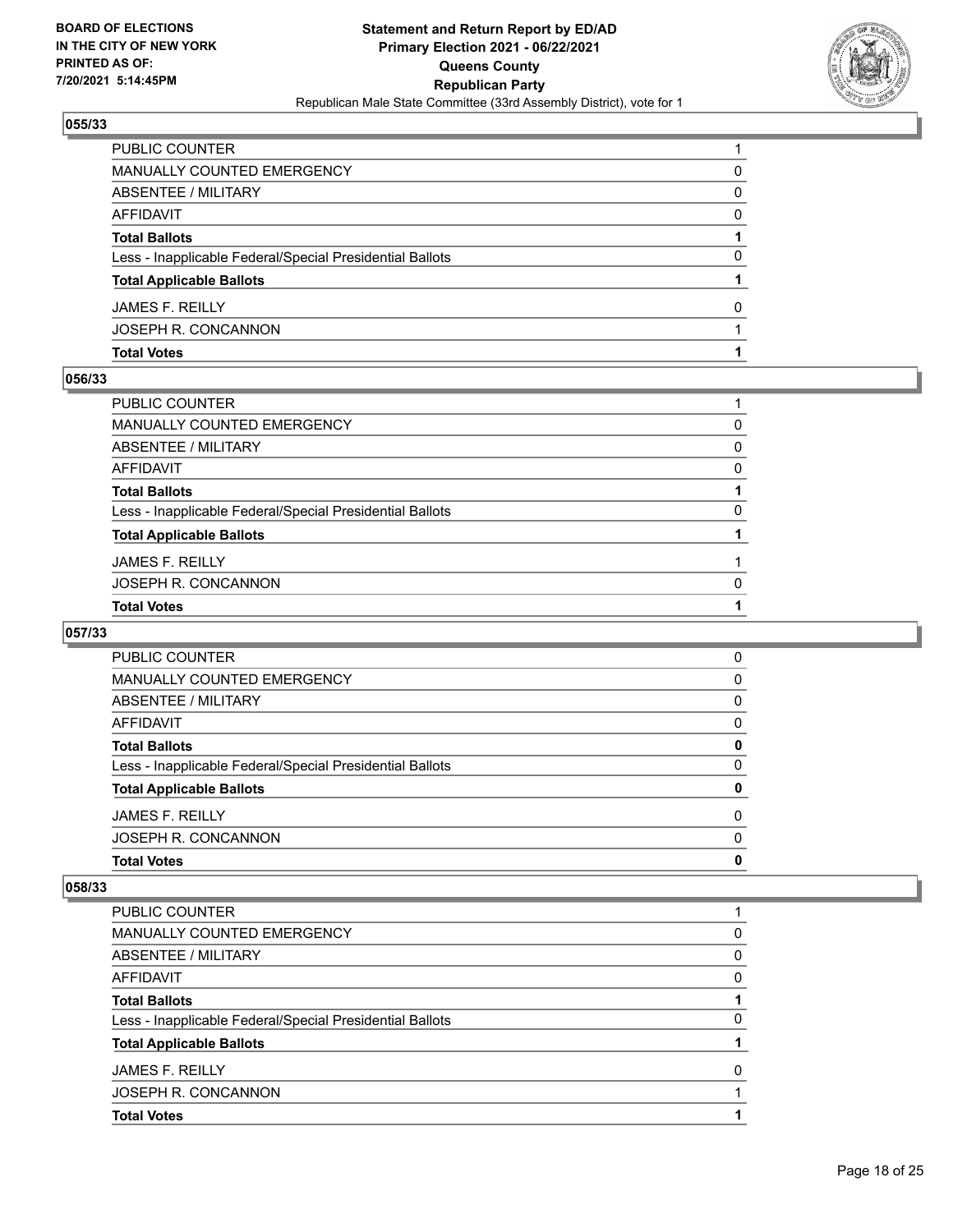BOARD OF ELECTIONS
IN THE CITY OF NEW YORK
PRINTED AS OF:
7/20/2021 5:14:45PM

**Statement and Return Report by ED/AD**
**Primary Election 2021 - 06/22/2021**
**Queens County**
**Republican Party**
Republican Male State Committee (33rd Assembly District), vote for 1

### 055/33

| | |
|---|---|
| PUBLIC COUNTER | 1 |
| MANUALLY COUNTED EMERGENCY | 0 |
| ABSENTEE / MILITARY | 0 |
| AFFIDAVIT | 0 |
| **Total Ballots** | **1** |
| Less - Inapplicable Federal/Special Presidential Ballots | 0 |
| **Total Applicable Ballots** | **1** |
| JAMES F. REILLY | 0 |
| JOSEPH R. CONCANNON | 1 |
| **Total Votes** | **1** |

### 056/33

| | |
|---|---|
| PUBLIC COUNTER | 1 |
| MANUALLY COUNTED EMERGENCY | 0 |
| ABSENTEE / MILITARY | 0 |
| AFFIDAVIT | 0 |
| **Total Ballots** | **1** |
| Less - Inapplicable Federal/Special Presidential Ballots | 0 |
| **Total Applicable Ballots** | **1** |
| JAMES F. REILLY | 1 |
| JOSEPH R. CONCANNON | 0 |
| **Total Votes** | **1** |

### 057/33

| | |
|---|---|
| PUBLIC COUNTER | 0 |
| MANUALLY COUNTED EMERGENCY | 0 |
| ABSENTEE / MILITARY | 0 |
| AFFIDAVIT | 0 |
| **Total Ballots** | **0** |
| Less - Inapplicable Federal/Special Presidential Ballots | 0 |
| **Total Applicable Ballots** | **0** |
| JAMES F. REILLY | 0 |
| JOSEPH R. CONCANNON | 0 |
| **Total Votes** | **0** |

### 058/33

| | |
|---|---|
| PUBLIC COUNTER | 1 |
| MANUALLY COUNTED EMERGENCY | 0 |
| ABSENTEE / MILITARY | 0 |
| AFFIDAVIT | 0 |
| **Total Ballots** | **1** |
| Less - Inapplicable Federal/Special Presidential Ballots | 0 |
| **Total Applicable Ballots** | **1** |
| JAMES F. REILLY | 0 |
| JOSEPH R. CONCANNON | 1 |
| **Total Votes** | **1** |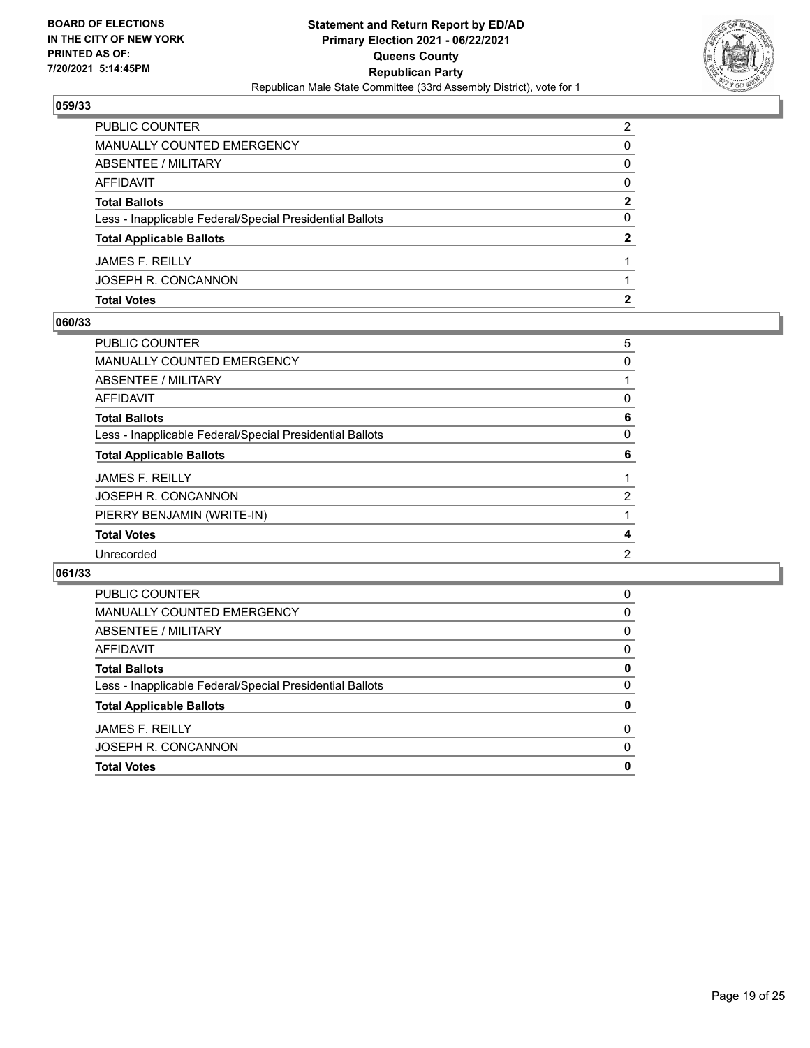**BOARD OF ELECTIONS IN THE CITY OF NEW YORK PRINTED AS OF: 7/20/2021 5:14:45PM**

**Statement and Return Report by ED/AD**
**Primary Election 2021 - 06/22/2021**
**Queens County**
**Republican Party**
Republican Male State Committee (33rd Assembly District), vote for 1

## 059/33

| | |
|---|---|
| PUBLIC COUNTER | 2 |
| MANUALLY COUNTED EMERGENCY | 0 |
| ABSENTEE / MILITARY | 0 |
| AFFIDAVIT | 0 |
| **Total Ballots** | **2** |
| Less - Inapplicable Federal/Special Presidential Ballots | 0 |
| **Total Applicable Ballots** | **2** |
| JAMES F. REILLY | 1 |
| JOSEPH R. CONCANNON | 1 |
| **Total Votes** | **2** |

## 060/33

| | |
|---|---|
| PUBLIC COUNTER | 5 |
| MANUALLY COUNTED EMERGENCY | 0 |
| ABSENTEE / MILITARY | 1 |
| AFFIDAVIT | 0 |
| **Total Ballots** | **6** |
| Less - Inapplicable Federal/Special Presidential Ballots | 0 |
| **Total Applicable Ballots** | **6** |
| JAMES F. REILLY | 1 |
| JOSEPH R. CONCANNON | 2 |
| PIERRY BENJAMIN (WRITE-IN) | 1 |
| **Total Votes** | **4** |
| Unrecorded | 2 |

## 061/33

| | |
|---|---|
| PUBLIC COUNTER | 0 |
| MANUALLY COUNTED EMERGENCY | 0 |
| ABSENTEE / MILITARY | 0 |
| AFFIDAVIT | 0 |
| **Total Ballots** | **0** |
| Less - Inapplicable Federal/Special Presidential Ballots | 0 |
| **Total Applicable Ballots** | **0** |
| JAMES F. REILLY | 0 |
| JOSEPH R. CONCANNON | 0 |
| **Total Votes** | **0** |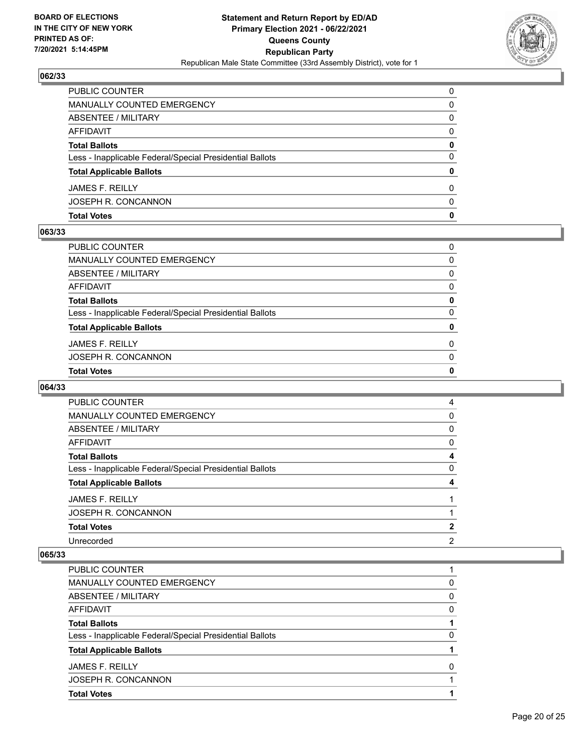## 062/33

| | |
|---|---|
| PUBLIC COUNTER | 0 |
| MANUALLY COUNTED EMERGENCY | 0 |
| ABSENTEE / MILITARY | 0 |
| AFFIDAVIT | 0 |
| **Total Ballots** | **0** |
| Less - Inapplicable Federal/Special Presidential Ballots | 0 |
| **Total Applicable Ballots** | **0** |
| JAMES F. REILLY | 0 |
| JOSEPH R. CONCANNON | 0 |
| **Total Votes** | **0** |

## 063/33

| | |
|---|---|
| PUBLIC COUNTER | 0 |
| MANUALLY COUNTED EMERGENCY | 0 |
| ABSENTEE / MILITARY | 0 |
| AFFIDAVIT | 0 |
| **Total Ballots** | **0** |
| Less - Inapplicable Federal/Special Presidential Ballots | 0 |
| **Total Applicable Ballots** | **0** |
| JAMES F. REILLY | 0 |
| JOSEPH R. CONCANNON | 0 |
| **Total Votes** | **0** |

## 064/33

| | |
|---|---|
| PUBLIC COUNTER | 4 |
| MANUALLY COUNTED EMERGENCY | 0 |
| ABSENTEE / MILITARY | 0 |
| AFFIDAVIT | 0 |
| **Total Ballots** | **4** |
| Less - Inapplicable Federal/Special Presidential Ballots | 0 |
| **Total Applicable Ballots** | **4** |
| JAMES F. REILLY | 1 |
| JOSEPH R. CONCANNON | 1 |
| **Total Votes** | **2** |
| Unrecorded | 2 |

## 065/33

| | |
|---|---|
| PUBLIC COUNTER | 1 |
| MANUALLY COUNTED EMERGENCY | 0 |
| ABSENTEE / MILITARY | 0 |
| AFFIDAVIT | 0 |
| **Total Ballots** | **1** |
| Less - Inapplicable Federal/Special Presidential Ballots | 0 |
| **Total Applicable Ballots** | **1** |
| JAMES F. REILLY | 0 |
| JOSEPH R. CONCANNON | 1 |
| **Total Votes** | **1** |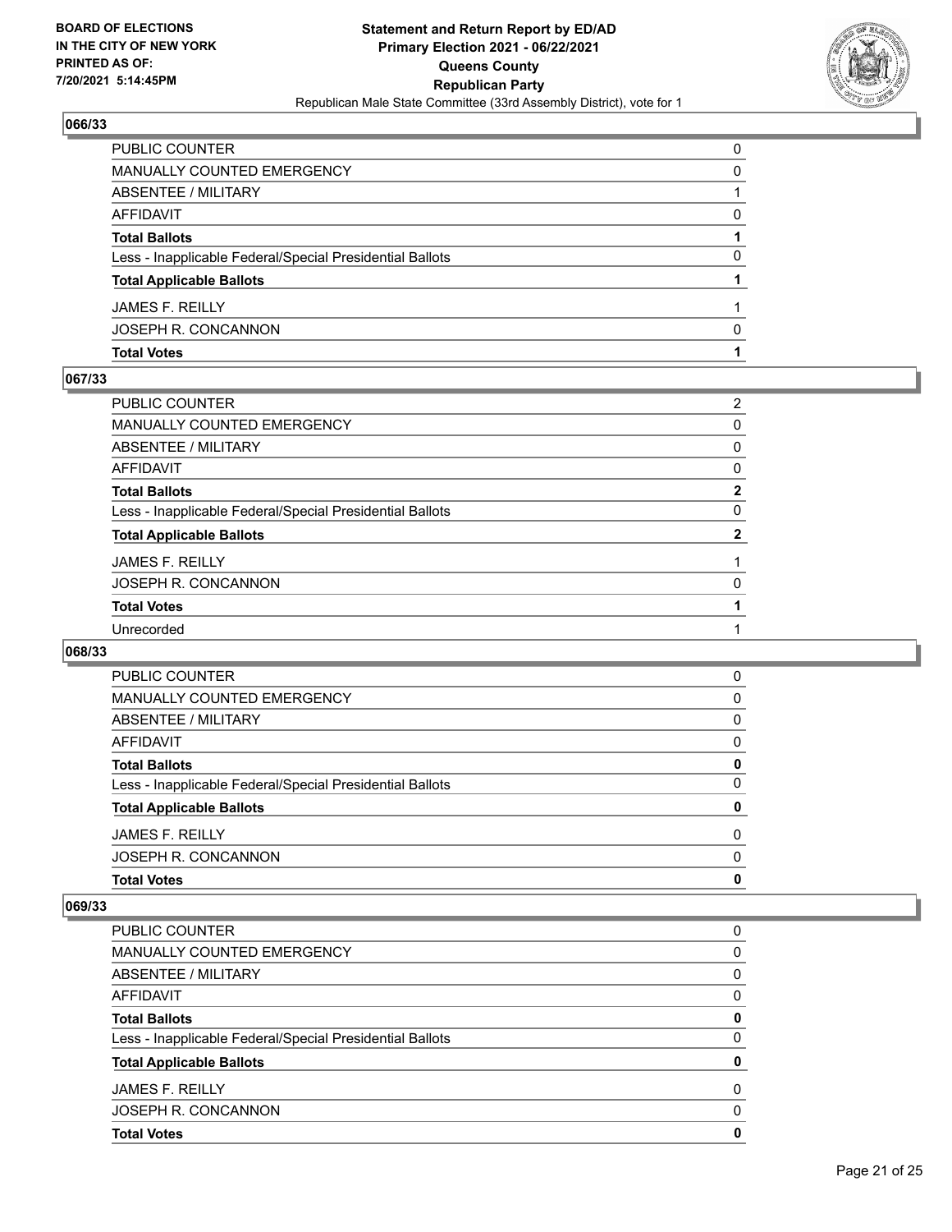**Statement and Return Report by ED/AD**
**Primary Election 2021 - 06/22/2021**
**Queens County**
**Republican Party**
Republican Male State Committee (33rd Assembly District), vote for 1

BOARD OF ELECTIONS IN THE CITY OF NEW YORK PRINTED AS OF: 7/20/2021 5:14:45PM

### 066/33

| | |
|---|---|
| PUBLIC COUNTER | 0 |
| MANUALLY COUNTED EMERGENCY | 0 |
| ABSENTEE / MILITARY | 1 |
| AFFIDAVIT | 0 |
| **Total Ballots** | **1** |
| Less - Inapplicable Federal/Special Presidential Ballots | 0 |
| **Total Applicable Ballots** | **1** |
| JAMES F. REILLY | 1 |
| JOSEPH R. CONCANNON | 0 |
| **Total Votes** | **1** |

### 067/33

| | |
|---|---|
| PUBLIC COUNTER | 2 |
| MANUALLY COUNTED EMERGENCY | 0 |
| ABSENTEE / MILITARY | 0 |
| AFFIDAVIT | 0 |
| **Total Ballots** | **2** |
| Less - Inapplicable Federal/Special Presidential Ballots | 0 |
| **Total Applicable Ballots** | **2** |
| JAMES F. REILLY | 1 |
| JOSEPH R. CONCANNON | 0 |
| **Total Votes** | **1** |
| Unrecorded | 1 |

### 068/33

| | |
|---|---|
| PUBLIC COUNTER | 0 |
| MANUALLY COUNTED EMERGENCY | 0 |
| ABSENTEE / MILITARY | 0 |
| AFFIDAVIT | 0 |
| **Total Ballots** | **0** |
| Less - Inapplicable Federal/Special Presidential Ballots | 0 |
| **Total Applicable Ballots** | **0** |
| JAMES F. REILLY | 0 |
| JOSEPH R. CONCANNON | 0 |
| **Total Votes** | **0** |

### 069/33

| | |
|---|---|
| PUBLIC COUNTER | 0 |
| MANUALLY COUNTED EMERGENCY | 0 |
| ABSENTEE / MILITARY | 0 |
| AFFIDAVIT | 0 |
| **Total Ballots** | **0** |
| Less - Inapplicable Federal/Special Presidential Ballots | 0 |
| **Total Applicable Ballots** | **0** |
| JAMES F. REILLY | 0 |
| JOSEPH R. CONCANNON | 0 |
| **Total Votes** | **0** |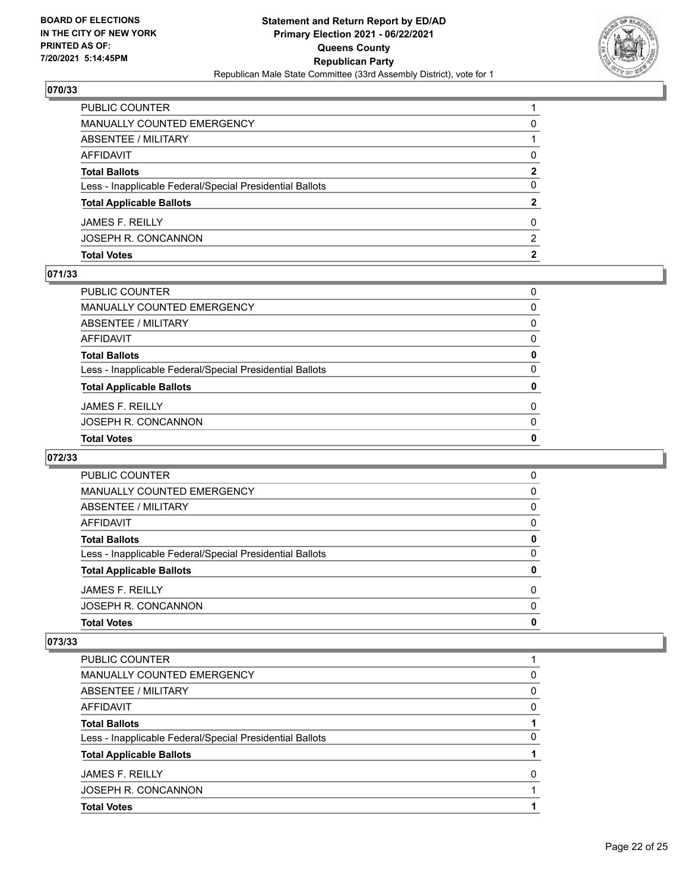## 070/33

| | |
|---|---|
| PUBLIC COUNTER | 1 |
| MANUALLY COUNTED EMERGENCY | 0 |
| ABSENTEE / MILITARY | 1 |
| AFFIDAVIT | 0 |
| **Total Ballots** | **2** |
| Less - Inapplicable Federal/Special Presidential Ballots | 0 |
| **Total Applicable Ballots** | **2** |
| JAMES F. REILLY | 0 |
| JOSEPH R. CONCANNON | 2 |
| **Total Votes** | **2** |

## 071/33

| | |
|---|---|
| PUBLIC COUNTER | 0 |
| MANUALLY COUNTED EMERGENCY | 0 |
| ABSENTEE / MILITARY | 0 |
| AFFIDAVIT | 0 |
| **Total Ballots** | **0** |
| Less - Inapplicable Federal/Special Presidential Ballots | 0 |
| **Total Applicable Ballots** | **0** |
| JAMES F. REILLY | 0 |
| JOSEPH R. CONCANNON | 0 |
| **Total Votes** | **0** |

## 072/33

| | |
|---|---|
| PUBLIC COUNTER | 0 |
| MANUALLY COUNTED EMERGENCY | 0 |
| ABSENTEE / MILITARY | 0 |
| AFFIDAVIT | 0 |
| **Total Ballots** | **0** |
| Less - Inapplicable Federal/Special Presidential Ballots | 0 |
| **Total Applicable Ballots** | **0** |
| JAMES F. REILLY | 0 |
| JOSEPH R. CONCANNON | 0 |
| **Total Votes** | **0** |

## 073/33

| | |
|---|---|
| PUBLIC COUNTER | 1 |
| MANUALLY COUNTED EMERGENCY | 0 |
| ABSENTEE / MILITARY | 0 |
| AFFIDAVIT | 0 |
| **Total Ballots** | **1** |
| Less - Inapplicable Federal/Special Presidential Ballots | 0 |
| **Total Applicable Ballots** | **1** |
| JAMES F. REILLY | 0 |
| JOSEPH R. CONCANNON | 1 |
| **Total Votes** | **1** |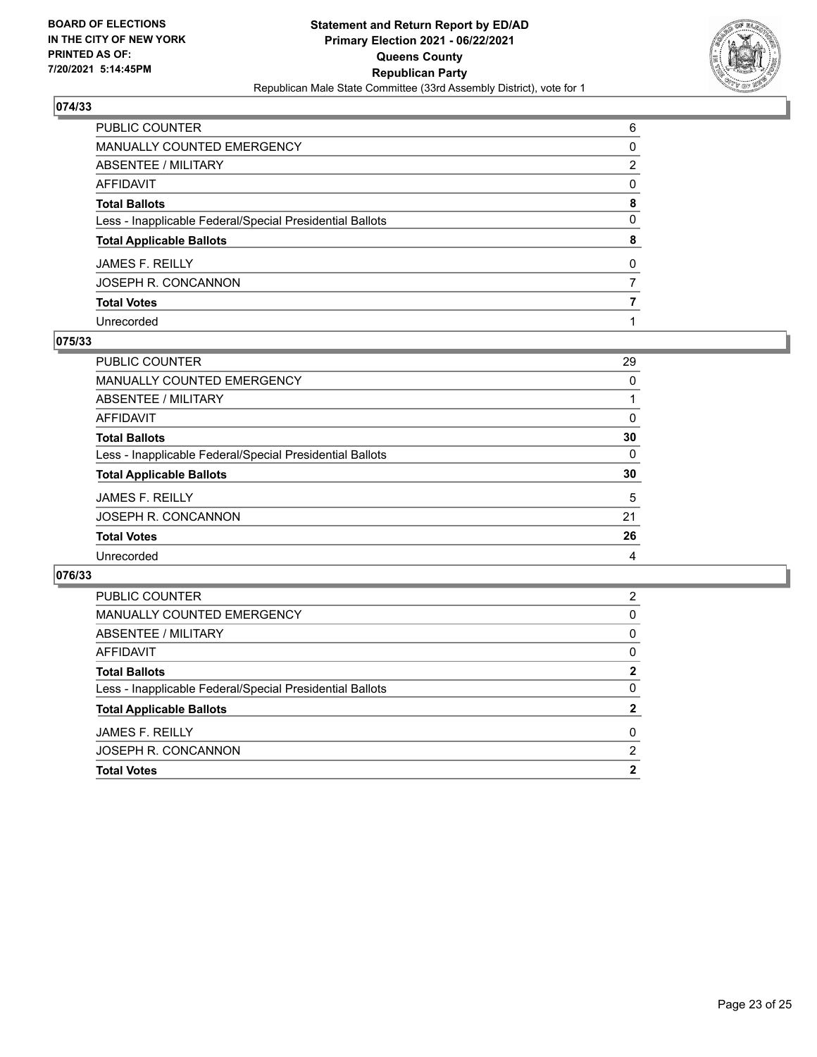## 074/33

| | |
|---|---|
| PUBLIC COUNTER | 6 |
| MANUALLY COUNTED EMERGENCY | 0 |
| ABSENTEE / MILITARY | 2 |
| AFFIDAVIT | 0 |
| **Total Ballots** | **8** |
| Less - Inapplicable Federal/Special Presidential Ballots | 0 |
| **Total Applicable Ballots** | **8** |
| JAMES F. REILLY | 0 |
| JOSEPH R. CONCANNON | 7 |
| **Total Votes** | **7** |
| Unrecorded | 1 |

## 075/33

| | |
|---|---|
| PUBLIC COUNTER | 29 |
| MANUALLY COUNTED EMERGENCY | 0 |
| ABSENTEE / MILITARY | 1 |
| AFFIDAVIT | 0 |
| **Total Ballots** | **30** |
| Less - Inapplicable Federal/Special Presidential Ballots | 0 |
| **Total Applicable Ballots** | **30** |
| JAMES F. REILLY | 5 |
| JOSEPH R. CONCANNON | 21 |
| **Total Votes** | **26** |
| Unrecorded | 4 |

## 076/33

| | |
|---|---|
| PUBLIC COUNTER | 2 |
| MANUALLY COUNTED EMERGENCY | 0 |
| ABSENTEE / MILITARY | 0 |
| AFFIDAVIT | 0 |
| **Total Ballots** | **2** |
| Less - Inapplicable Federal/Special Presidential Ballots | 0 |
| **Total Applicable Ballots** | **2** |
| JAMES F. REILLY | 0 |
| JOSEPH R. CONCANNON | 2 |
| **Total Votes** | **2** |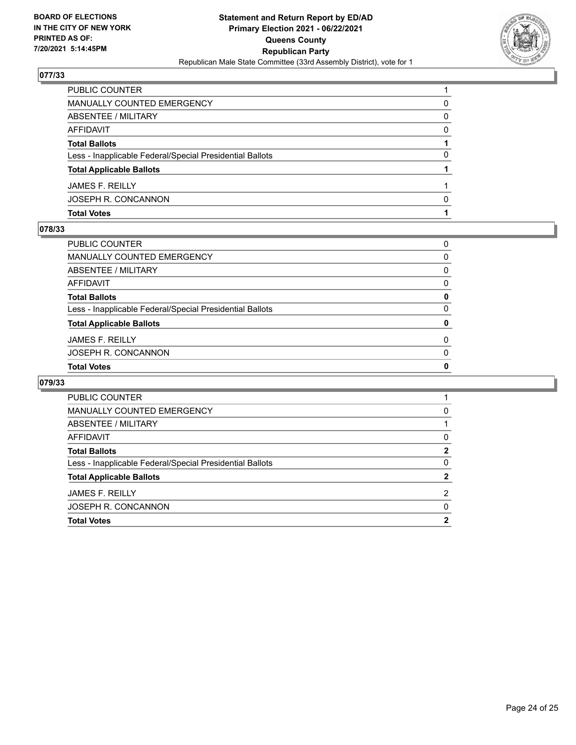## 077/33

| | |
|---|---|
| PUBLIC COUNTER | 1 |
| MANUALLY COUNTED EMERGENCY | 0 |
| ABSENTEE / MILITARY | 0 |
| AFFIDAVIT | 0 |
| **Total Ballots** | **1** |
| Less - Inapplicable Federal/Special Presidential Ballots | 0 |
| **Total Applicable Ballots** | **1** |
| JAMES F. REILLY | 1 |
| JOSEPH R. CONCANNON | 0 |
| **Total Votes** | **1** |

## 078/33

| | |
|---|---|
| PUBLIC COUNTER | 0 |
| MANUALLY COUNTED EMERGENCY | 0 |
| ABSENTEE / MILITARY | 0 |
| AFFIDAVIT | 0 |
| **Total Ballots** | **0** |
| Less - Inapplicable Federal/Special Presidential Ballots | 0 |
| **Total Applicable Ballots** | **0** |
| JAMES F. REILLY | 0 |
| JOSEPH R. CONCANNON | 0 |
| **Total Votes** | **0** |

## 079/33

| | |
|---|---|
| PUBLIC COUNTER | 1 |
| MANUALLY COUNTED EMERGENCY | 0 |
| ABSENTEE / MILITARY | 1 |
| AFFIDAVIT | 0 |
| **Total Ballots** | **2** |
| Less - Inapplicable Federal/Special Presidential Ballots | 0 |
| **Total Applicable Ballots** | **2** |
| JAMES F. REILLY | 2 |
| JOSEPH R. CONCANNON | 0 |
| **Total Votes** | **2** |